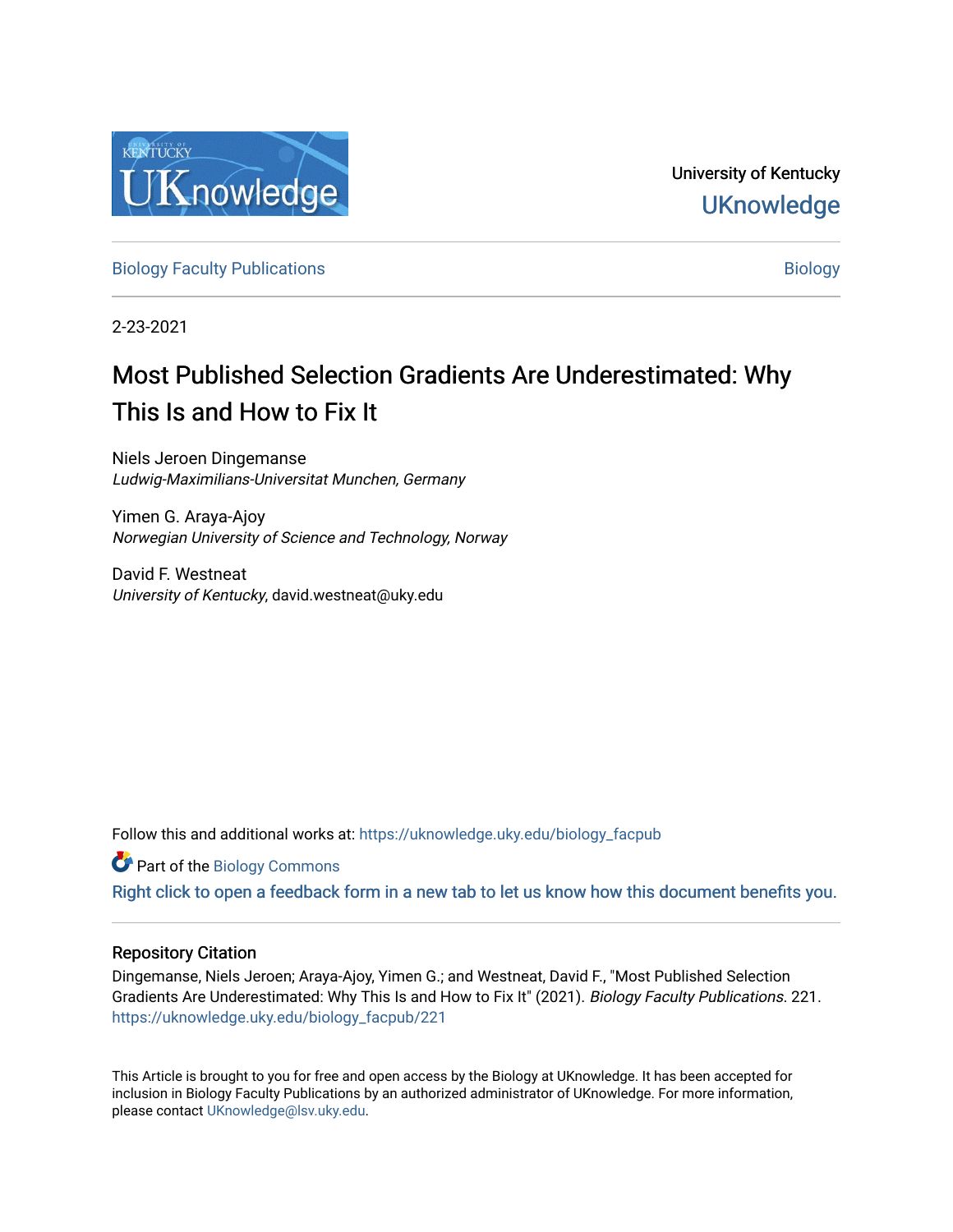University of Kentucky

UKnowledge

Biology Faculty Publications

Biology

2-23-2021

# Most Published Selection Gradients Are Underestimated: Why This Is and How to Fix It

Niels Jeroen Dingemanse
*Ludwig-Maximilians-Universitat Munchen, Germany*

Yimen G. Araya-Ajoy
*Norwegian University of Science and Technology, Norway*

David F. Westneat
*University of Kentucky*, david.westneat@uky.edu

Follow this and additional works at: https://uknowledge.uky.edu/biology_facpub

Part of the Biology Commons

Right click to open a feedback form in a new tab to let us know how this document benefits you.

## Repository Citation

Dingemanse, Niels Jeroen; Araya-Ajoy, Yimen G.; and Westneat, David F., "Most Published Selection Gradients Are Underestimated: Why This Is and How to Fix It" (2021). *Biology Faculty Publications*. 221.
https://uknowledge.uky.edu/biology_facpub/221

This Article is brought to you for free and open access by the Biology at UKnowledge. It has been accepted for inclusion in Biology Faculty Publications by an authorized administrator of UKnowledge. For more information, please contact UKnowledge@lsv.uky.edu.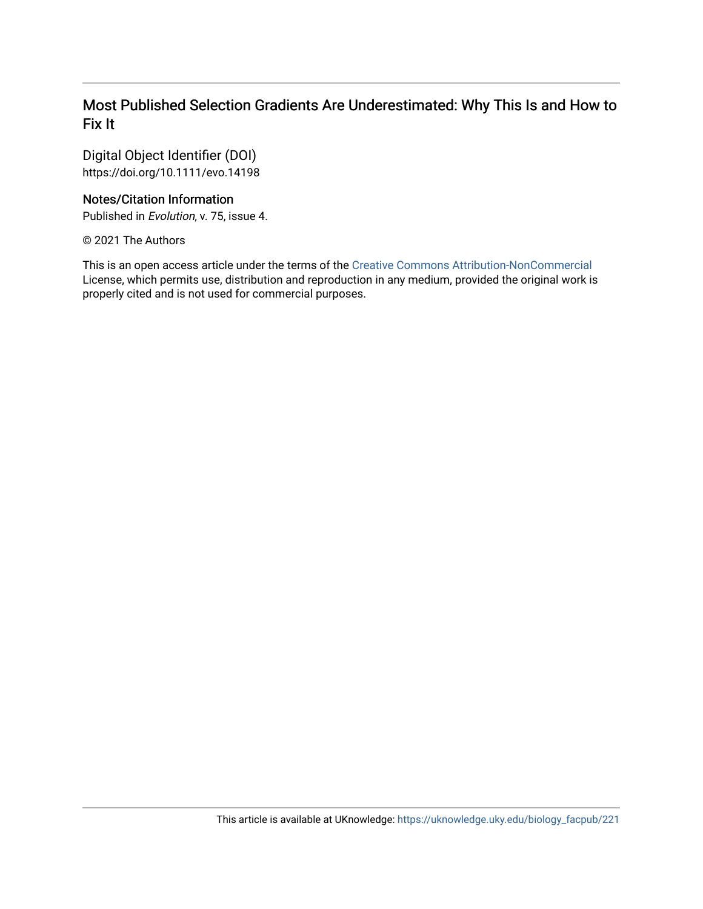## Most Published Selection Gradients Are Underestimated: Why This Is and How to Fix It

Digital Object Identifier (DOI)
https://doi.org/10.1111/evo.14198

### Notes/Citation Information

Published in *Evolution*, v. 75, issue 4.

© 2021 The Authors

This is an open access article under the terms of the Creative Commons Attribution-NonCommercial License, which permits use, distribution and reproduction in any medium, provided the original work is properly cited and is not used for commercial purposes.

This article is available at UKnowledge: https://uknowledge.uky.edu/biology_facpub/221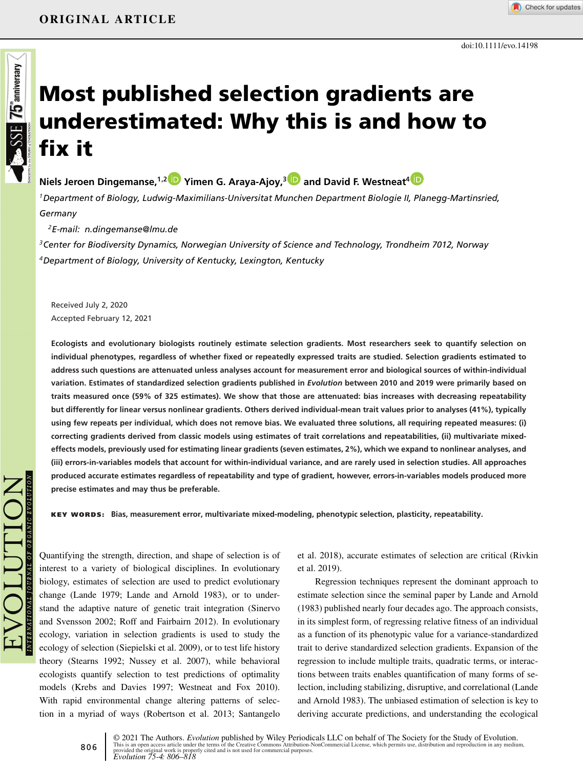ORIGINAL ARTICLE

doi:10.1111/evo.14198

# Most published selection gradients are underestimated: Why this is and how to fix it

**Niels Jeroen Dingemanse,[1,2] Yimen G. Araya-Ajoy,[3] and David F. Westneat[4]**

[1]*Department of Biology, Ludwig-Maximilians-Universitat Munchen Department Biologie II, Planegg-Martinsried, Germany*

[2]*E-mail: n.dingemanse@lmu.de*

[3]*Center for Biodiversity Dynamics, Norwegian University of Science and Technology, Trondheim 7012, Norway*

[4]*Department of Biology, University of Kentucky, Lexington, Kentucky*

Received July 2, 2020
Accepted February 12, 2021

**Ecologists and evolutionary biologists routinely estimate selection gradients. Most researchers seek to quantify selection on individual phenotypes, regardless of whether fixed or repeatedly expressed traits are studied. Selection gradients estimated to address such questions are attenuated unless analyses account for measurement error and biological sources of within-individual variation. Estimates of standardized selection gradients published in *Evolution* between 2010 and 2019 were primarily based on traits measured once (59% of 325 estimates). We show that those are attenuated: bias increases with decreasing repeatability but differently for linear versus nonlinear gradients. Others derived individual-mean trait values prior to analyses (41%), typically using few repeats per individual, which does not remove bias. We evaluated three solutions, all requiring repeated measures: (i) correcting gradients derived from classic models using estimates of trait correlations and repeatabilities, (ii) multivariate mixed-effects models, previously used for estimating linear gradients (seven estimates, 2%), which we expand to nonlinear analyses, and (iii) errors-in-variables models that account for within-individual variance, and are rarely used in selection studies. All approaches produced accurate estimates regardless of repeatability and type of gradient, however, errors-in-variables models produced more precise estimates and may thus be preferable.**

**KEY WORDS:** Bias, measurement error, multivariate mixed-modeling, phenotypic selection, plasticity, repeatability.

Quantifying the strength, direction, and shape of selection is of interest to a variety of biological disciplines. In evolutionary biology, estimates of selection are used to predict evolutionary change (Lande 1979; Lande and Arnold 1983), or to understand the adaptive nature of genetic trait integration (Sinervo and Svensson 2002; Roff and Fairbairn 2012). In evolutionary ecology, variation in selection gradients is used to study the ecology of selection (Siepielski et al. 2009), or to test life history theory (Stearns 1992; Nussey et al. 2007), while behavioral ecologists quantify selection to test predictions of optimality models (Krebs and Davies 1997; Westneat and Fox 2010). With rapid environmental change altering patterns of selection in a myriad of ways (Robertson et al. 2013; Santangelo et al. 2018), accurate estimates of selection are critical (Rivkin et al. 2019).

Regression techniques represent the dominant approach to estimate selection since the seminal paper by Lande and Arnold (1983) published nearly four decades ago. The approach consists, in its simplest form, of regressing relative fitness of an individual as a function of its phenotypic value for a variance-standardized trait to derive standardized selection gradients. Expansion of the regression to include multiple traits, quadratic terms, or interactions between traits enables quantification of many forms of selection, including stabilizing, disruptive, and correlational (Lande and Arnold 1983). The unbiased estimation of selection is key to deriving accurate predictions, and understanding the ecological

© 2021 The Authors. *Evolution* published by Wiley Periodicals LLC on behalf of The Society for the Study of Evolution.
This is an open access article under the terms of the Creative Commons Attribution-NonCommercial License, which permits use, distribution and reproduction in any medium, provided the original work is properly cited and is not used for commercial purposes.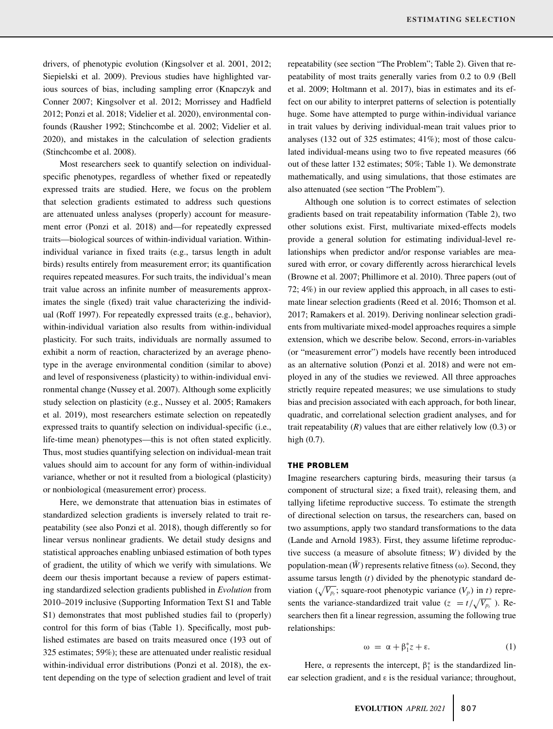drivers, of phenotypic evolution (Kingsolver et al. 2001, 2012; Siepielski et al. 2009). Previous studies have highlighted various sources of bias, including sampling error (Knapczyk and Conner 2007; Kingsolver et al. 2012; Morrissey and Hadfield 2012; Ponzi et al. 2018; Videlier et al. 2020), environmental confounds (Rausher 1992; Stinchcombe et al. 2002; Videlier et al. 2020), and mistakes in the calculation of selection gradients (Stinchcombe et al. 2008).

Most researchers seek to quantify selection on individual-specific phenotypes, regardless of whether fixed or repeatedly expressed traits are studied. Here, we focus on the problem that selection gradients estimated to address such questions are attenuated unless analyses (properly) account for measurement error (Ponzi et al. 2018) and—for repeatedly expressed traits—biological sources of within-individual variation. Within-individual variance in fixed traits (e.g., tarsus length in adult birds) results entirely from measurement error; its quantification requires repeated measures. For such traits, the individual's mean trait value across an infinite number of measurements approximates the single (fixed) trait value characterizing the individual (Roff 1997). For repeatedly expressed traits (e.g., behavior), within-individual variation also results from within-individual plasticity. For such traits, individuals are normally assumed to exhibit a norm of reaction, characterized by an average phenotype in the average environmental condition (similar to above) and level of responsiveness (plasticity) to within-individual environmental change (Nussey et al. 2007). Although some explicitly study selection on plasticity (e.g., Nussey et al. 2005; Ramakers et al. 2019), most researchers estimate selection on repeatedly expressed traits to quantify selection on individual-specific (i.e., life-time mean) phenotypes—this is not often stated explicitly. Thus, most studies quantifying selection on individual-mean trait values should aim to account for any form of within-individual variance, whether or not it resulted from a biological (plasticity) or nonbiological (measurement error) process.

Here, we demonstrate that attenuation bias in estimates of standardized selection gradients is inversely related to trait repeatability (see also Ponzi et al. 2018), though differently so for linear versus nonlinear gradients. We detail study designs and statistical approaches enabling unbiased estimation of both types of gradient, the utility of which we verify with simulations. We deem our thesis important because a review of papers estimating standardized selection gradients published in *Evolution* from 2010–2019 inclusive (Supporting Information Text S1 and Table S1) demonstrates that most published studies fail to (properly) control for this form of bias (Table 1). Specifically, most published estimates are based on traits measured once (193 out of 325 estimates; 59%); these are attenuated under realistic residual within-individual error distributions (Ponzi et al. 2018), the extent depending on the type of selection gradient and level of trait repeatability (see section "The Problem"; Table 2). Given that repeatability of most traits generally varies from 0.2 to 0.9 (Bell et al. 2009; Holtmann et al. 2017), bias in estimates and its effect on our ability to interpret patterns of selection is potentially huge. Some have attempted to purge within-individual variance in trait values by deriving individual-mean trait values prior to analyses (132 out of 325 estimates; 41%); most of those calculated individual-means using two to five repeated measures (66 out of these latter 132 estimates; 50%; Table 1). We demonstrate mathematically, and using simulations, that those estimates are also attenuated (see section "The Problem").

Although one solution is to correct estimates of selection gradients based on trait repeatability information (Table 2), two other solutions exist. First, multivariate mixed-effects models provide a general solution for estimating individual-level relationships when predictor and/or response variables are measured with error, or covary differently across hierarchical levels (Browne et al. 2007; Phillimore et al. 2010). Three papers (out of 72; 4%) in our review applied this approach, in all cases to estimate linear selection gradients (Reed et al. 2016; Thomson et al. 2017; Ramakers et al. 2019). Deriving nonlinear selection gradients from multivariate mixed-model approaches requires a simple extension, which we describe below. Second, errors-in-variables (or "measurement error") models have recently been introduced as an alternative solution (Ponzi et al. 2018) and were not employed in any of the studies we reviewed. All three approaches strictly require repeated measures; we use simulations to study bias and precision associated with each approach, for both linear, quadratic, and correlational selection gradient analyses, and for trait repeatability ($R$) values that are either relatively low (0.3) or high (0.7).

## THE PROBLEM

Imagine researchers capturing birds, measuring their tarsus (a component of structural size; a fixed trait), releasing them, and tallying lifetime reproductive success. To estimate the strength of directional selection on tarsus, the researchers can, based on two assumptions, apply two standard transformations to the data (Lande and Arnold 1983). First, they assume lifetime reproductive success (a measure of absolute fitness; $W$) divided by the population-mean ($\bar{W}$) represents relative fitness ($\omega$). Second, they assume tarsus length ($t$) divided by the phenotypic standard deviation ($\sqrt{V_{p_t}}$; square-root phenotypic variance ($V_p$) in $t$) represents the variance-standardized trait value ($z = t/\sqrt{V_{p_t}}$). Researchers then fit a linear regression, assuming the following true relationships:

$$\omega = \alpha + \beta_1^* z + \varepsilon. \tag{1}$$

Here, $\alpha$ represents the intercept, $\beta_1^*$ is the standardized linear selection gradient, and $\varepsilon$ is the residual variance; throughout,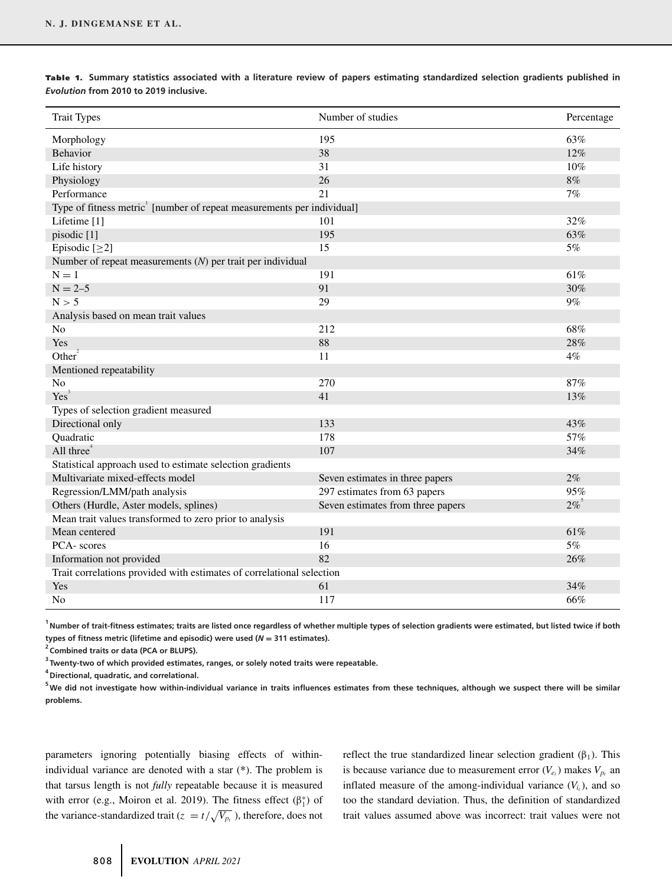**Table 1.** Summary statistics associated with a literature review of papers estimating standardized selection gradients published in *Evolution* from 2010 to 2019 inclusive.

| Trait Types | Number of studies | Percentage |
|---|---|---|
| Morphology | 195 | 63% |
| Behavior | 38 | 12% |
| Life history | 31 | 10% |
| Physiology | 26 | 8% |
| Performance | 21 | 7% |
| Type of fitness metric[1] [number of repeat measurements per individual] | | |
| Lifetime [1] | 101 | 32% |
| pisodic [1] | 195 | 63% |
| Episodic [≥2] | 15 | 5% |
| Number of repeat measurements (*N*) per trait per individual | | |
| N = 1 | 191 | 61% |
| N = 2–5 | 91 | 30% |
| N > 5 | 29 | 9% |
| Analysis based on mean trait values | | |
| No | 212 | 68% |
| Yes | 88 | 28% |
| Other[2] | 11 | 4% |
| Mentioned repeatability | | |
| No | 270 | 87% |
| Yes[3] | 41 | 13% |
| Types of selection gradient measured | | |
| Directional only | 133 | 43% |
| Quadratic | 178 | 57% |
| All three[4] | 107 | 34% |
| Statistical approach used to estimate selection gradients | | |
| Multivariate mixed-effects model | Seven estimates in three papers | 2% |
| Regression/LMM/path analysis | 297 estimates from 63 papers | 95% |
| Others (Hurdle, Aster models, splines) | Seven estimates from three papers | 2%[5] |
| Mean trait values transformed to zero prior to analysis | | |
| Mean centered | 191 | 61% |
| PCA- scores | 16 | 5% |
| Information not provided | 82 | 26% |
| Trait correlations provided with estimates of correlational selection | | |
| Yes | 61 | 34% |
| No | 117 | 66% |

[1] Number of trait-fitness estimates; traits are listed once regardless of whether multiple types of selection gradients were estimated, but listed twice if both types of fitness metric (lifetime and episodic) were used (*N* = 311 estimates).
[2] Combined traits or data (PCA or BLUPS).
[3] Twenty-two of which provided estimates, ranges, or solely noted traits were repeatable.
[4] Directional, quadratic, and correlational.
[5] We did not investigate how within-individual variance in traits influences estimates from these techniques, although we suspect there will be similar problems.

parameters ignoring potentially biasing effects of within-individual variance are denoted with a star (*). The problem is that tarsus length is not *fully* repeatable because it is measured with error (e.g., Moiron et al. 2019). The fitness effect ($\beta_1^*$) of the variance-standardized trait ($z = t/\sqrt{V_{p_t}}$), therefore, does not reflect the true standardized linear selection gradient ($\beta_1$). This is because variance due to measurement error ($V_{e_t}$) makes $V_{p_t}$ an inflated measure of the among-individual variance ($V_{i_t}$), and so too the standard deviation. Thus, the definition of standardized trait values assumed above was incorrect: trait values were not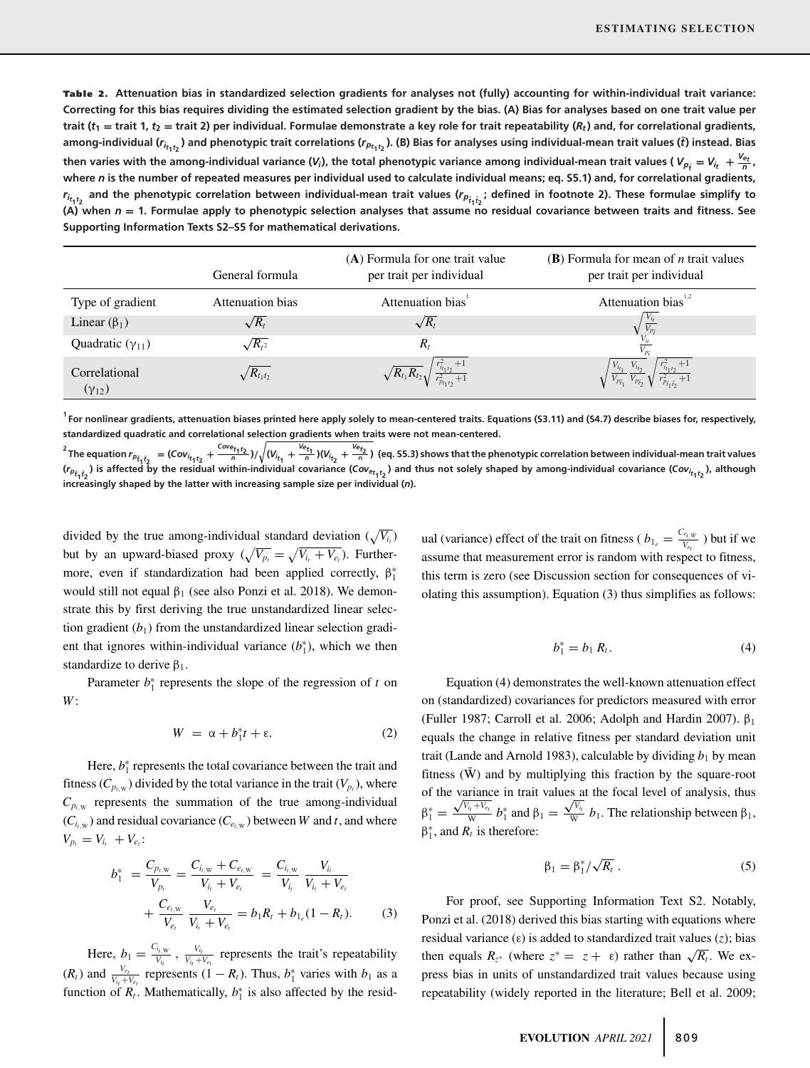**Table 2.** **Attenuation bias in standardized selection gradients for analyses not (fully) accounting for within-individual trait variance: Correcting for this bias requires dividing the estimated selection gradient by the bias. (A) Bias for analyses based on one trait value per trait ($t_1$ = trait 1, $t_2$ = trait 2) per individual. Formulae demonstrate a key role for trait repeatability ($R_t$) and, for correlational gradients, among-individual ($r_{i_{t_1 t_2}}$) and phenotypic trait correlations ($r_{p_{t_1 t_2}}$). (B) Bias for analyses using individual-mean trait values ($\bar{t}$) instead. Bias then varies with the among-individual variance ($V_i$), the total phenotypic variance among individual-mean trait values ($V_{p_{\bar{t}}} = V_{i_t} + \frac{V_{e_t}}{n}$, where $n$ is the number of repeated measures per individual used to calculate individual means; eq. S5.1) and, for correlational gradients, $r_{i_{t_1 t_2}}$ and the phenotypic correlation between individual-mean trait values ($r_{p_{\bar{t}_1 \bar{t}_2}}$; defined in footnote 2). These formulae simplify to (A) when $n = 1$. Formulae apply to phenotypic selection analyses that assume no residual covariance between traits and fitness. See Supporting Information Texts S2–S5 for mathematical derivations.**

| | General formula | (**A**) Formula for one trait value per trait per individual | (**B**) Formula for mean of $n$ trait values per trait per individual |
|---|---|---|---|
| Type of gradient | Attenuation bias | Attenuation bias[1] | Attenuation bias[1,2] |
| Linear ($\beta_1$) | $\sqrt{R_t}$ | $\sqrt{R_t}$ | $\sqrt{\frac{V_{i_t}}{V_{p_{\bar{t}}}}}$ |
| Quadratic ($\gamma_{11}$) | $\sqrt{R_{t^2}}$ | $R_t$ | $\frac{V_{i_t}}{V_{p_{\bar{t}}}}$ |
| Correlational ($\gamma_{12}$) | $\sqrt{R_{t_1 t_2}}$ | $\sqrt{R_{t_1} R_{t_2}} \sqrt{\frac{r^2_{i_{t_1 t_2}}+1}{r^2_{p_{t_1 t_2}}+1}}$ | $\sqrt{\frac{V_{i_{t_1}}}{V_{p_{\bar{t}_1}}} \frac{V_{i_{t_2}}}{V_{p_{\bar{t}_2}}}} \sqrt{\frac{r^2_{i_{t_1 t_2}}+1}{r^2_{p_{\bar{t}_1 \bar{t}_2}}+1}}$ |

[1] **For nonlinear gradients, attenuation biases printed here apply solely to mean-centered traits. Equations (S3.11) and (S4.7) describe biases for, respectively, standardized quadratic and correlational selection gradients when traits were not mean-centered.**

[2] **The equation $r_{p_{\bar{t}_1 \bar{t}_2}} = (Cov_{i_{t_1 t_2}} + \frac{Cov_{e_{t_1 t_2}}}{n}) / \sqrt{(V_{i_{t_1}} + \frac{V_{e_{t_1}}}{n})(V_{i_{t_2}} + \frac{V_{e_{t_2}}}{n})}$ (eq. S5.3) shows that the phenotypic correlation between individual-mean trait values ($r_{p_{\bar{t}_1 \bar{t}_2}}$) is affected by the residual within-individual covariance ($Cov_{e_{t_1 t_2}}$) and thus not solely shaped by among-individual covariance ($Cov_{i_{t_1 t_2}}$), although increasingly shaped by the latter with increasing sample size per individual ($n$).**

divided by the true among-individual standard deviation ($\sqrt{V_{i_t}}$) but by an upward-biased proxy ($\sqrt{V_{p_t}} = \sqrt{V_{i_t} + V_{e_t}}$). Furthermore, even if standardization had been applied correctly, $\beta_1^*$ would still not equal $\beta_1$ (see also Ponzi et al. 2018). We demonstrate this by first deriving the true unstandardized linear selection gradient ($b_1$) from the unstandardized linear selection gradient that ignores within-individual variance ($b_1^*$), which we then standardize to derive $\beta_1$.

Parameter $b_1^*$ represents the slope of the regression of $t$ on $W$:

$$W = \alpha + b_1^* t + \varepsilon. \tag{2}$$

Here, $b_1^*$ represents the total covariance between the trait and fitness ($C_{p_t,\mathrm{W}}$) divided by the total variance in the trait ($V_{p_t}$), where $C_{p_t,\mathrm{W}}$ represents the summation of the true among-individual ($C_{i_t,\mathrm{W}}$) and residual covariance ($C_{e_t,\mathrm{W}}$) between $W$ and $t$, and where $V_{p_t} = V_{i_t} + V_{e_t}$:

$$b_1^* = \frac{C_{p_t,\mathrm{W}}}{V_{p_t}} = \frac{C_{i_t,\mathrm{W}} + C_{e_t,\mathrm{W}}}{V_{i_t} + V_{e_t}} = \frac{C_{i_t,\mathrm{W}}}{V_{i_t}} \frac{V_{i_t}}{V_{i_t} + V_{e_t}} + \frac{C_{e_t,\mathrm{W}}}{V_{e_t}} \frac{V_{e_t}}{V_{i_t} + V_{e_t}} = b_1 R_t + b_{1_e}(1 - R_t). \tag{3}$$

Here, $b_1 = \frac{C_{i_t,\mathrm{W}}}{V_{i_t}}$, $\frac{V_{i_t}}{V_{i_t}+V_{e_t}}$ represents the trait's repeatability ($R_t$) and $\frac{V_{e_t}}{V_{i_t}+V_{e_t}}$ represents $(1 - R_t)$. Thus, $b_1^*$ varies with $b_1$ as a function of $R_t$. Mathematically, $b_1^*$ is also affected by the residual (variance) effect of the trait on fitness ($b_{1_e} = \frac{C_{e_t,\mathrm{W}}}{V_{e_t}}$) but if we assume that measurement error is random with respect to fitness, this term is zero (see Discussion section for consequences of violating this assumption). Equation (3) thus simplifies as follows:

$$b_1^* = b_1 R_t. \tag{4}$$

Equation (4) demonstrates the well-known attenuation effect on (standardized) covariances for predictors measured with error (Fuller 1987; Carroll et al. 2006; Adolph and Hardin 2007). $\beta_1$ equals the change in relative fitness per standard deviation unit trait (Lande and Arnold 1983), calculable by dividing $b_1$ by mean fitness ($\bar{\mathrm{W}}$) and by multiplying this fraction by the square-root of the variance in trait values at the focal level of analysis, thus $\beta_1^* = \frac{\sqrt{V_{i_t}+V_{e_t}}}{\bar{\mathrm{W}}} b_1^*$ and $\beta_1 = \frac{\sqrt{V_{i_t}}}{\bar{\mathrm{W}}} b_1$. The relationship between $\beta_1$, $\beta_1^*$, and $R_t$ is therefore:

$$\beta_1 = \beta_1^* / \sqrt{R_t}. \tag{5}$$

For proof, see Supporting Information Text S2. Notably, Ponzi et al. (2018) derived this bias starting with equations where residual variance ($\varepsilon$) is added to standardized trait values ($z$); bias then equals $R_{z^*}$ (where $z^* = z + \varepsilon$) rather than $\sqrt{R_t}$. We express bias in units of unstandardized trait values because using repeatability (widely reported in the literature; Bell et al. 2009;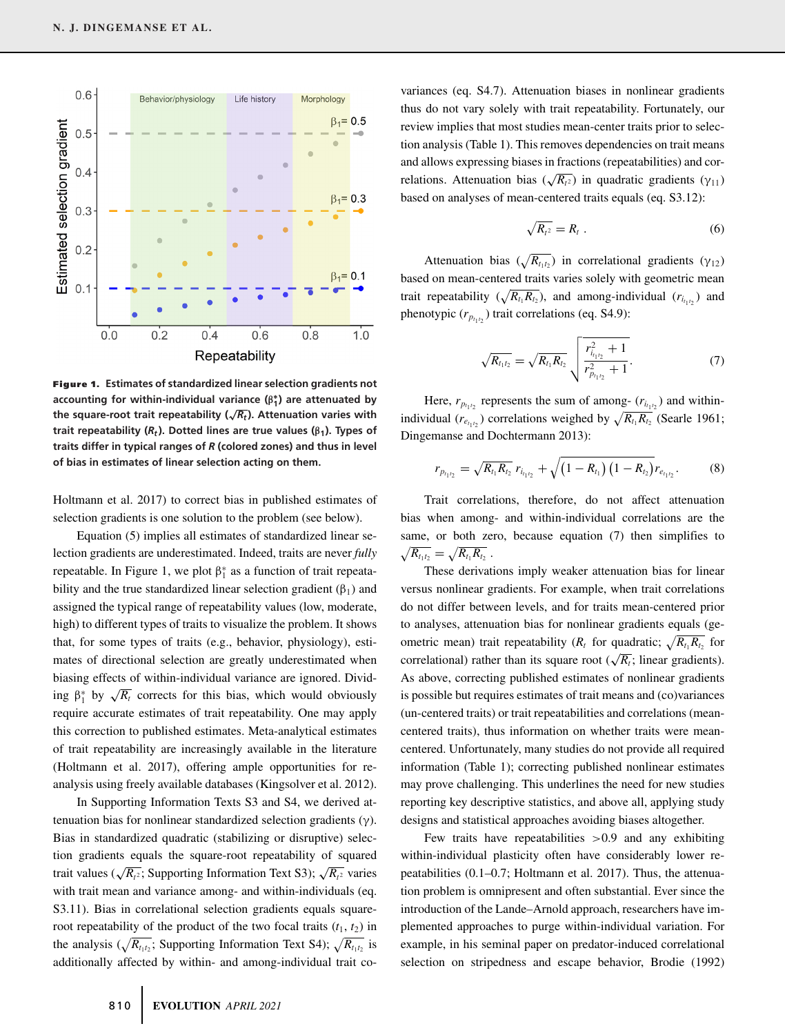**Figure 1.** Estimates of standardized linear selection gradients not accounting for within-individual variance ($\beta_1^*$) are attenuated by the square-root trait repeatability ($\sqrt{R_t}$). Attenuation varies with trait repeatability ($R_t$). Dotted lines are true values ($\beta_1$). Types of traits differ in typical ranges of $R$ (colored zones) and thus in level of bias in estimates of linear selection acting on them.

Holtmann et al. 2017) to correct bias in published estimates of selection gradients is one solution to the problem (see below).

Equation (5) implies all estimates of standardized linear selection gradients are underestimated. Indeed, traits are never *fully* repeatable. In Figure 1, we plot $\beta_1^*$ as a function of trait repeatability and the true standardized linear selection gradient ($\beta_1$) and assigned the typical range of repeatability values (low, moderate, high) to different types of traits to visualize the problem. It shows that, for some types of traits (e.g., behavior, physiology), estimates of directional selection are greatly underestimated when biasing effects of within-individual variance are ignored. Dividing $\beta_1^*$ by $\sqrt{R_t}$ corrects for this bias, which would obviously require accurate estimates of trait repeatability. One may apply this correction to published estimates. Meta-analytical estimates of trait repeatability are increasingly available in the literature (Holtmann et al. 2017), offering ample opportunities for reanalysis using freely available databases (Kingsolver et al. 2012).

In Supporting Information Texts S3 and S4, we derived attenuation bias for nonlinear standardized selection gradients ($\gamma$). Bias in standardized quadratic (stabilizing or disruptive) selection gradients equals the square-root repeatability of squared trait values ($\sqrt{R_{t^2}}$; Supporting Information Text S3); $\sqrt{R_{t^2}}$ varies with trait mean and variance among- and within-individuals (eq. S3.11). Bias in correlational selection gradients equals square-root repeatability of the product of the two focal traits ($t_1$, $t_2$) in the analysis ($\sqrt{R_{t_1t_2}}$; Supporting Information Text S4); $\sqrt{R_{t_1t_2}}$ is additionally affected by within- and among-individual trait covariances (eq. S4.7). Attenuation biases in nonlinear gradients thus do not vary solely with trait repeatability. Fortunately, our review implies that most studies mean-center traits prior to selection analysis (Table 1). This removes dependencies on trait means and allows expressing biases in fractions (repeatabilities) and correlations. Attenuation bias ($\sqrt{R_{t^2}}$) in quadratic gradients ($\gamma_{11}$) based on analyses of mean-centered traits equals (eq. S3.12):

$$\sqrt{R_{t^2}} = R_t\,. \tag{6}$$

Attenuation bias ($\sqrt{R_{t_1t_2}}$) in correlational gradients ($\gamma_{12}$) based on mean-centered traits varies solely with geometric mean trait repeatability ($\sqrt{R_{t_1}R_{t_2}}$), and among-individual ($r_{i_{t_1t_2}}$) and phenotypic ($r_{p_{t_1t_2}}$) trait correlations (eq. S4.9):

$$\sqrt{R_{t_1t_2}} = \sqrt{R_{t_1}R_{t_2}}\sqrt{\frac{r_{i_{t_1t_2}}^2+1}{r_{p_{t_1t_2}}^2+1}}. \tag{7}$$

Here, $r_{p_{t_1t_2}}$ represents the sum of among- ($r_{i_{t_1t_2}}$) and within-individual ($r_{e_{t_1t_2}}$) correlations weighed by $\sqrt{R_{t_1}R_{t_2}}$ (Searle 1961; Dingemanse and Dochtermann 2013):

$$r_{p_{t_1t_2}} = \sqrt{R_{t_1}R_{t_2}}\,r_{i_{t_1t_2}} + \sqrt{\left(1-R_{t_1}\right)\left(1-R_{t_2}\right)}\,r_{e_{t_1t_2}}. \tag{8}$$

Trait correlations, therefore, do not affect attenuation bias when among- and within-individual correlations are the same, or both zero, because equation (7) then simplifies to $\sqrt{R_{t_1t_2}} = \sqrt{R_{t_1}R_{t_2}}$.

These derivations imply weaker attenuation bias for linear versus nonlinear gradients. For example, when trait correlations do not differ between levels, and for traits mean-centered prior to analyses, attenuation bias for nonlinear gradients equals (geometric mean) trait repeatability ($R_t$ for quadratic; $\sqrt{R_{t_1}R_{t_2}}$ for correlational) rather than its square root ($\sqrt{R_t}$; linear gradients). As above, correcting published estimates of nonlinear gradients is possible but requires estimates of trait means and (co)variances (un-centered traits) or trait repeatabilities and correlations (mean-centered traits), thus information on whether traits were mean-centered. Unfortunately, many studies do not provide all required information (Table 1); correcting published nonlinear estimates may prove challenging. This underlines the need for new studies reporting key descriptive statistics, and above all, applying study designs and statistical approaches avoiding biases altogether.

Few traits have repeatabilities >0.9 and any exhibiting within-individual plasticity often have considerably lower repeatabilities (0.1–0.7; Holtmann et al. 2017). Thus, the attenuation problem is omnipresent and often substantial. Ever since the introduction of the Lande–Arnold approach, researchers have implemented approaches to purge within-individual variation. For example, in his seminal paper on predator-induced correlational selection on stripedness and escape behavior, Brodie (1992)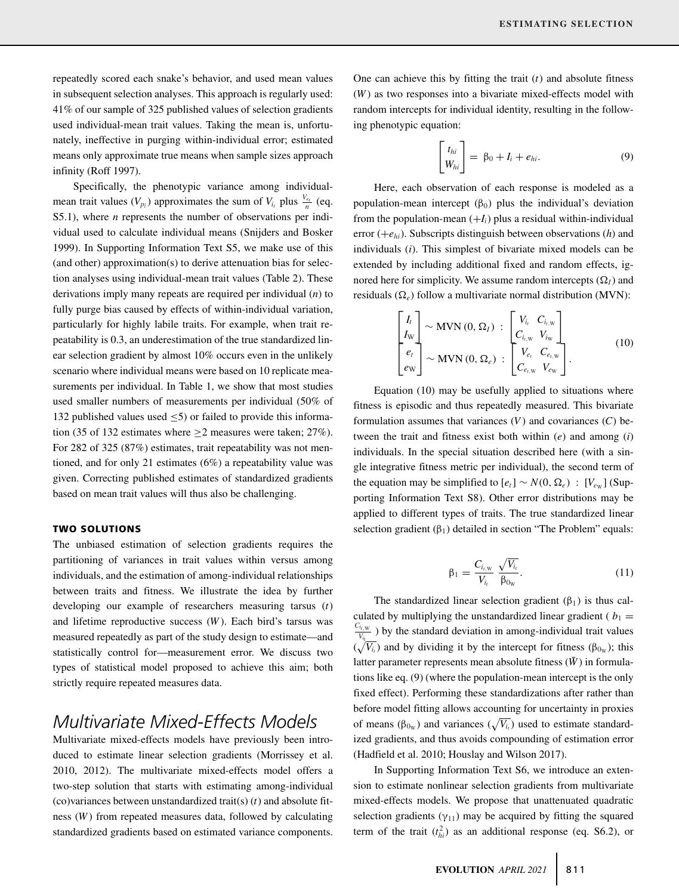repeatedly scored each snake's behavior, and used mean values in subsequent selection analyses. This approach is regularly used: 41% of our sample of 325 published values of selection gradients used individual-mean trait values. Taking the mean is, unfortunately, ineffective in purging within-individual error; estimated means only approximate true means when sample sizes approach infinity (Roff 1997).

Specifically, the phenotypic variance among individual-mean trait values ($V_{p_{\bar{t}}}$) approximates the sum of $V_{i_t}$ plus $\frac{V_{e_t}}{n}$ (eq. S5.1), where $n$ represents the number of observations per individual used to calculate individual means (Snijders and Bosker 1999). In Supporting Information Text S5, we make use of this (and other) approximation(s) to derive attenuation bias for selection analyses using individual-mean trait values (Table 2). These derivations imply many repeats are required per individual ($n$) to fully purge bias caused by effects of within-individual variation, particularly for highly labile traits. For example, when trait repeatability is 0.3, an underestimation of the true standardized linear selection gradient by almost 10% occurs even in the unlikely scenario where individual means were based on 10 replicate measurements per individual. In Table 1, we show that most studies used smaller numbers of measurements per individual (50% of 132 published values used ≤5) or failed to provide this information (35 of 132 estimates where ≥2 measures were taken; 27%). For 282 of 325 (87%) estimates, trait repeatability was not mentioned, and for only 21 estimates (6%) a repeatability value was given. Correcting published estimates of standardized gradients based on mean trait values will thus also be challenging.

## TWO SOLUTIONS

The unbiased estimation of selection gradients requires the partitioning of variances in trait values within versus among individuals, and the estimation of among-individual relationships between traits and fitness. We illustrate the idea by further developing our example of researchers measuring tarsus ($t$) and lifetime reproductive success ($W$). Each bird's tarsus was measured repeatedly as part of the study design to estimate—and statistically control for—measurement error. We discuss two types of statistical model proposed to achieve this aim; both strictly require repeated measures data.

## *Multivariate Mixed-Effects Models*

Multivariate mixed-effects models have previously been introduced to estimate linear selection gradients (Morrissey et al. 2010, 2012). The multivariate mixed-effects model offers a two-step solution that starts with estimating among-individual (co)variances between unstandardized trait(s) ($t$) and absolute fitness ($W$) from repeated measures data, followed by calculating standardized gradients based on estimated variance components. One can achieve this by fitting the trait ($t$) and absolute fitness ($W$) as two responses into a bivariate mixed-effects model with random intercepts for individual identity, resulting in the following phenotypic equation:

$$\begin{bmatrix} t_{hi} \\ W_{hi} \end{bmatrix} = \beta_0 + I_i + e_{hi}. \tag{9}$$

Here, each observation of each response is modeled as a population-mean intercept ($\beta_0$) plus the individual's deviation from the population-mean ($+I_i$) plus a residual within-individual error ($+e_{hi}$). Subscripts distinguish between observations ($h$) and individuals ($i$). This simplest of bivariate mixed models can be extended by including additional fixed and random effects, ignored here for simplicity. We assume random intercepts ($\Omega_I$) and residuals ($\Omega_e$) follow a multivariate normal distribution (MVN):

$$\begin{bmatrix} I_t \\ I_{\mathrm{W}} \end{bmatrix} \sim \mathrm{MVN}(0, \Omega_I) \;:\; \begin{bmatrix} V_{i_t} & C_{i_t,\mathrm{W}} \\ C_{i_t,\mathrm{W}} & V_{i_{\mathrm{W}}} \end{bmatrix}$$
$$\begin{bmatrix} e_t \\ e_{\mathrm{W}} \end{bmatrix} \sim \mathrm{MVN}(0, \Omega_e) \;:\; \begin{bmatrix} V_{e_t} & C_{e_t,\mathrm{W}} \\ C_{e_t,\mathrm{W}} & V_{e_{\mathrm{W}}} \end{bmatrix}. \tag{10}$$

Equation (10) may be usefully applied to situations where fitness is episodic and thus repeatedly measured. This bivariate formulation assumes that variances ($V$) and covariances ($C$) between the trait and fitness exist both within ($e$) and among ($i$) individuals. In the special situation described here (with a single integrative fitness metric per individual), the second term of the equation may be simplified to $[e_t] \sim N(0, \Omega_e) \;:\; [V_{e_{\mathrm{W}}}]$ (Supporting Information Text S8). Other error distributions may be applied to different types of traits. The true standardized linear selection gradient ($\beta_1$) detailed in section "The Problem" equals:

$$\beta_1 = \frac{C_{i_t,\mathrm{W}}}{V_{i_t}} \frac{\sqrt{V_{i_t}}}{\beta_{0_{\mathrm{W}}}}. \tag{11}$$

The standardized linear selection gradient ($\beta_1$) is thus calculated by multiplying the unstandardized linear gradient ( $b_1 = \frac{C_{i_t,\mathrm{W}}}{V_{i_t}}$ ) by the standard deviation in among-individual trait values ($\sqrt{V_{i_t}}$) and by dividing it by the intercept for fitness ($\beta_{0_{\mathrm{W}}}$); this latter parameter represents mean absolute fitness ($\bar{W}$) in formulations like eq. (9) (where the population-mean intercept is the only fixed effect). Performing these standardizations after rather than before model fitting allows accounting for uncertainty in proxies of means ($\beta_{0_{\mathrm{W}}}$) and variances ($\sqrt{V_{i_t}}$) used to estimate standardized gradients, and thus avoids compounding of estimation error (Hadfield et al. 2010; Houslay and Wilson 2017).

In Supporting Information Text S6, we introduce an extension to estimate nonlinear selection gradients from multivariate mixed-effects models. We propose that unattenuated quadratic selection gradients ($\gamma_{11}$) may be acquired by fitting the squared term of the trait ($t_{hi}^2$) as an additional response (eq. S6.2), or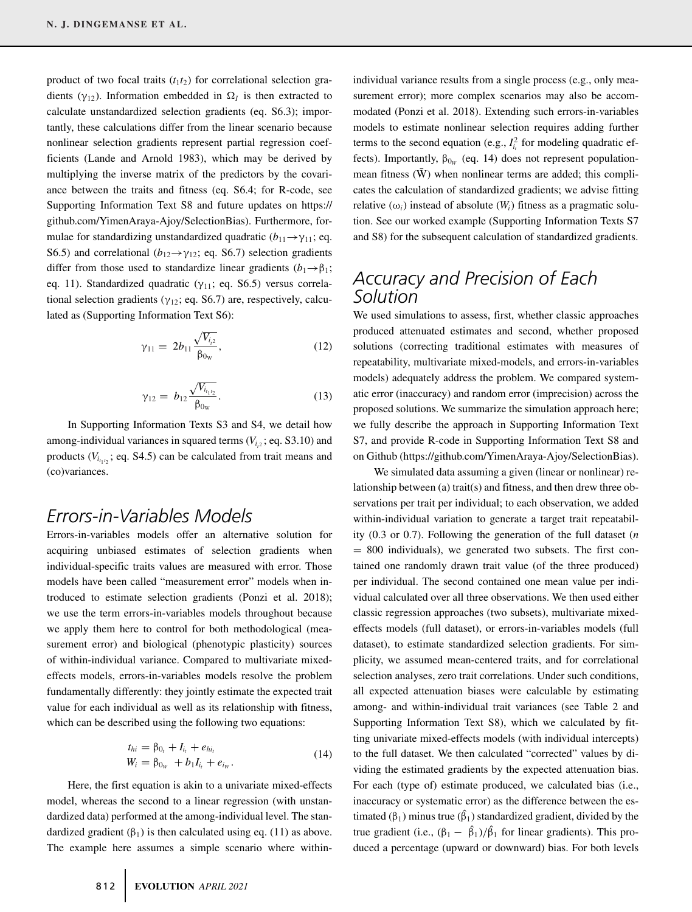product of two focal traits ($t_1t_2$) for correlational selection gradients ($\gamma_{12}$). Information embedded in $\Omega_I$ is then extracted to calculate unstandardized selection gradients (eq. S6.3); importantly, these calculations differ from the linear scenario because nonlinear selection gradients represent partial regression coefficients (Lande and Arnold 1983), which may be derived by multiplying the inverse matrix of the predictors by the covariance between the traits and fitness (eq. S6.4; for R-code, see Supporting Information Text S8 and future updates on https://github.com/YimenAraya-Ajoy/SelectionBias). Furthermore, formulae for standardizing unstandardized quadratic ($b_{11} \rightarrow \gamma_{11}$; eq. S6.5) and correlational ($b_{12} \rightarrow \gamma_{12}$; eq. S6.7) selection gradients differ from those used to standardize linear gradients ($b_1 \rightarrow \beta_1$; eq. 11). Standardized quadratic ($\gamma_{11}$; eq. S6.5) versus correlational selection gradients ($\gamma_{12}$; eq. S6.7) are, respectively, calculated as (Supporting Information Text S6):

$$\gamma_{11} = 2b_{11}\frac{\sqrt{V_{i_{t^2}}}}{\beta_{0_W}}, \tag{12}$$

$$\gamma_{12} = b_{12}\frac{\sqrt{V_{i_{t_1t_2}}}}{\beta_{0_W}}. \tag{13}$$

In Supporting Information Texts S3 and S4, we detail how among-individual variances in squared terms ($V_{i_{t^2}}$; eq. S3.10) and products ($V_{i_{t_1t_2}}$; eq. S4.5) can be calculated from trait means and (co)variances.

## Errors-in-Variables Models

Errors-in-variables models offer an alternative solution for acquiring unbiased estimates of selection gradients when individual-specific traits values are measured with error. Those models have been called "measurement error" models when introduced to estimate selection gradients (Ponzi et al. 2018); we use the term errors-in-variables models throughout because we apply them here to control for both methodological (measurement error) and biological (phenotypic plasticity) sources of within-individual variance. Compared to multivariate mixed-effects models, errors-in-variables models resolve the problem fundamentally differently: they jointly estimate the expected trait value for each individual as well as its relationship with fitness, which can be described using the following two equations:

$$\begin{aligned} t_{hi} &= \beta_{0_t} + I_{i_t} + e_{hi_t} \\ W_i &= \beta_{0_W} + b_1 I_{i_t} + e_{i_W}. \end{aligned} \tag{14}$$

Here, the first equation is akin to a univariate mixed-effects model, whereas the second to a linear regression (with unstandardized data) performed at the among-individual level. The standardized gradient ($\beta_1$) is then calculated using eq. (11) as above. The example here assumes a simple scenario where within-individual variance results from a single process (e.g., only measurement error); more complex scenarios may also be accommodated (Ponzi et al. 2018). Extending such errors-in-variables models to estimate nonlinear selection requires adding further terms to the second equation (e.g., $I_{i_t}^2$ for modeling quadratic effects). Importantly, $\beta_{0_W}$ (eq. 14) does not represent population-mean fitness ($\bar{W}$) when nonlinear terms are added; this complicates the calculation of standardized gradients; we advise fitting relative ($\omega_i$) instead of absolute ($W_i$) fitness as a pragmatic solution. See our worked example (Supporting Information Texts S7 and S8) for the subsequent calculation of standardized gradients.

## Accuracy and Precision of Each Solution

We used simulations to assess, first, whether classic approaches produced attenuated estimates and second, whether proposed solutions (correcting traditional estimates with measures of repeatability, multivariate mixed-models, and errors-in-variables models) adequately address the problem. We compared systematic error (inaccuracy) and random error (imprecision) across the proposed solutions. We summarize the simulation approach here; we fully describe the approach in Supporting Information Text S7, and provide R-code in Supporting Information Text S8 and on Github (https://github.com/YimenAraya-Ajoy/SelectionBias).

We simulated data assuming a given (linear or nonlinear) relationship between (a) trait(s) and fitness, and then drew three observations per trait per individual; to each observation, we added within-individual variation to generate a target trait repeatability (0.3 or 0.7). Following the generation of the full dataset ($n = 800$ individuals), we generated two subsets. The first contained one randomly drawn trait value (of the three produced) per individual. The second contained one mean value per individual calculated over all three observations. We then used either classic regression approaches (two subsets), multivariate mixed-effects models (full dataset), or errors-in-variables models (full dataset), to estimate standardized selection gradients. For simplicity, we assumed mean-centered traits, and for correlational selection analyses, zero trait correlations. Under such conditions, all expected attenuation biases were calculable by estimating among- and within-individual trait variances (see Table 2 and Supporting Information Text S8), which we calculated by fitting univariate mixed-effects models (with individual intercepts) to the full dataset. We then calculated "corrected" values by dividing the estimated gradients by the expected attenuation bias. For each (type of) estimate produced, we calculated bias (i.e., inaccuracy or systematic error) as the difference between the estimated ($\beta_1$) minus true ($\hat{\beta}_1$) standardized gradient, divided by the true gradient (i.e., $(\beta_1 - \hat{\beta}_1)/\hat{\beta}_1$ for linear gradients). This produced a percentage (upward or downward) bias. For both levels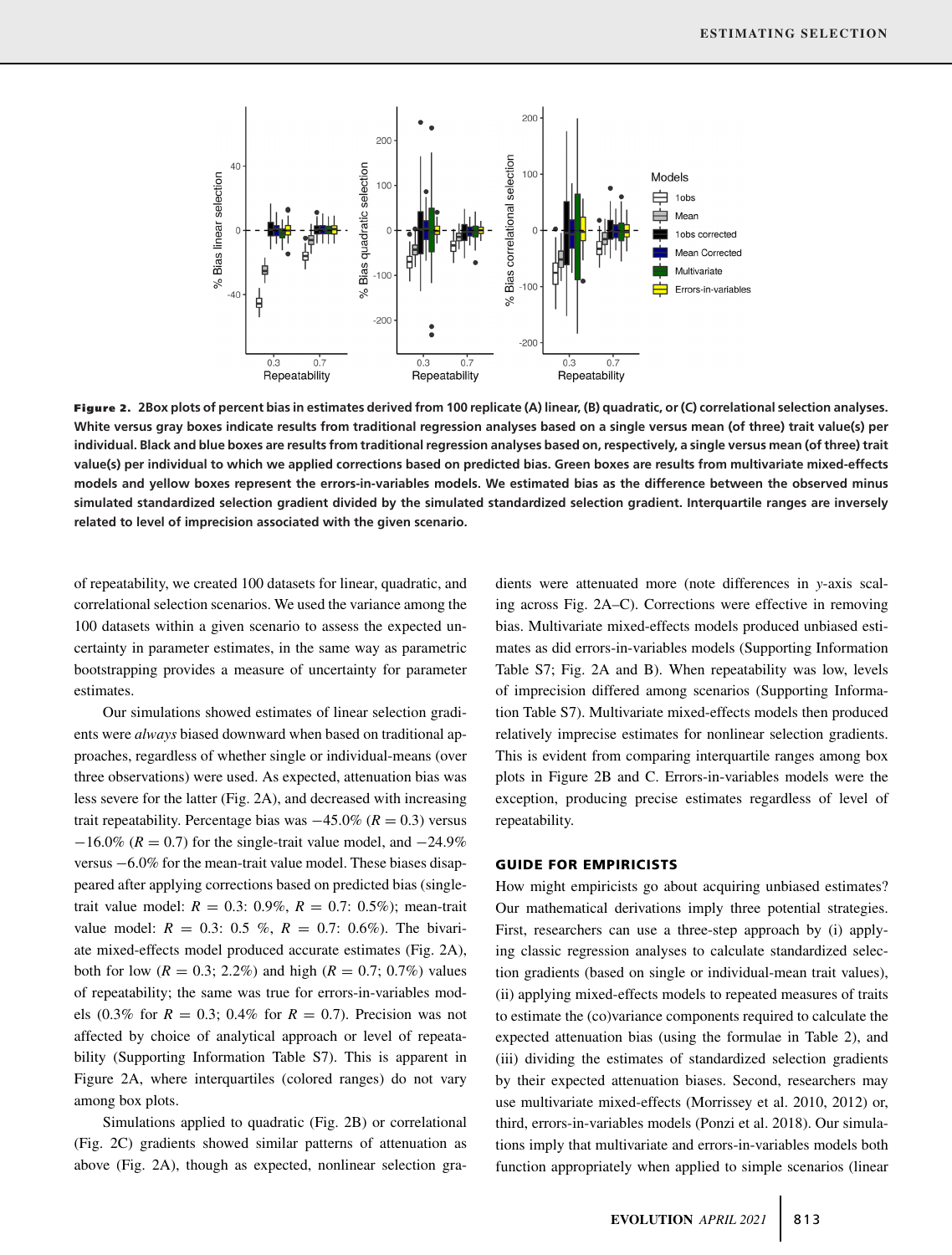**Figure 2.** 2Box plots of percent bias in estimates derived from 100 replicate (A) linear, (B) quadratic, or (C) correlational selection analyses. White versus gray boxes indicate results from traditional regression analyses based on a single versus mean (of three) trait value(s) per individual. Black and blue boxes are results from traditional regression analyses based on, respectively, a single versus mean (of three) trait value(s) per individual to which we applied corrections based on predicted bias. Green boxes are results from multivariate mixed-effects models and yellow boxes represent the errors-in-variables models. We estimated bias as the difference between the observed minus simulated standardized selection gradient divided by the simulated standardized selection gradient. Interquartile ranges are inversely related to level of imprecision associated with the given scenario.

of repeatability, we created 100 datasets for linear, quadratic, and correlational selection scenarios. We used the variance among the 100 datasets within a given scenario to assess the expected uncertainty in parameter estimates, in the same way as parametric bootstrapping provides a measure of uncertainty for parameter estimates.

Our simulations showed estimates of linear selection gradients were *always* biased downward when based on traditional approaches, regardless of whether single or individual-means (over three observations) were used. As expected, attenuation bias was less severe for the latter (Fig. 2A), and decreased with increasing trait repeatability. Percentage bias was −45.0% ($R = 0.3$) versus −16.0% ($R = 0.7$) for the single-trait value model, and −24.9% versus −6.0% for the mean-trait value model. These biases disappeared after applying corrections based on predicted bias (single-trait value model: $R = 0.3$: 0.9%, $R = 0.7$: 0.5%); mean-trait value model: $R = 0.3$: 0.5 %, $R = 0.7$: 0.6%). The bivariate mixed-effects model produced accurate estimates (Fig. 2A), both for low ($R = 0.3$; 2.2%) and high ($R = 0.7$; 0.7%) values of repeatability; the same was true for errors-in-variables models (0.3% for $R = 0.3$; 0.4% for $R = 0.7$). Precision was not affected by choice of analytical approach or level of repeatability (Supporting Information Table S7). This is apparent in Figure 2A, where interquartiles (colored ranges) do not vary among box plots.

Simulations applied to quadratic (Fig. 2B) or correlational (Fig. 2C) gradients showed similar patterns of attenuation as above (Fig. 2A), though as expected, nonlinear selection gradients were attenuated more (note differences in $y$-axis scaling across Fig. 2A–C). Corrections were effective in removing bias. Multivariate mixed-effects models produced unbiased estimates as did errors-in-variables models (Supporting Information Table S7; Fig. 2A and B). When repeatability was low, levels of imprecision differed among scenarios (Supporting Information Table S7). Multivariate mixed-effects models then produced relatively imprecise estimates for nonlinear selection gradients. This is evident from comparing interquartile ranges among box plots in Figure 2B and C. Errors-in-variables models were the exception, producing precise estimates regardless of level of repeatability.

## GUIDE FOR EMPIRICISTS

How might empiricists go about acquiring unbiased estimates? Our mathematical derivations imply three potential strategies. First, researchers can use a three-step approach by (i) applying classic regression analyses to calculate standardized selection gradients (based on single or individual-mean trait values), (ii) applying mixed-effects models to repeated measures of traits to estimate the (co)variance components required to calculate the expected attenuation bias (using the formulae in Table 2), and (iii) dividing the estimates of standardized selection gradients by their expected attenuation biases. Second, researchers may use multivariate mixed-effects (Morrissey et al. 2010, 2012) or, third, errors-in-variables models (Ponzi et al. 2018). Our simulations imply that multivariate and errors-in-variables models both function appropriately when applied to simple scenarios (linear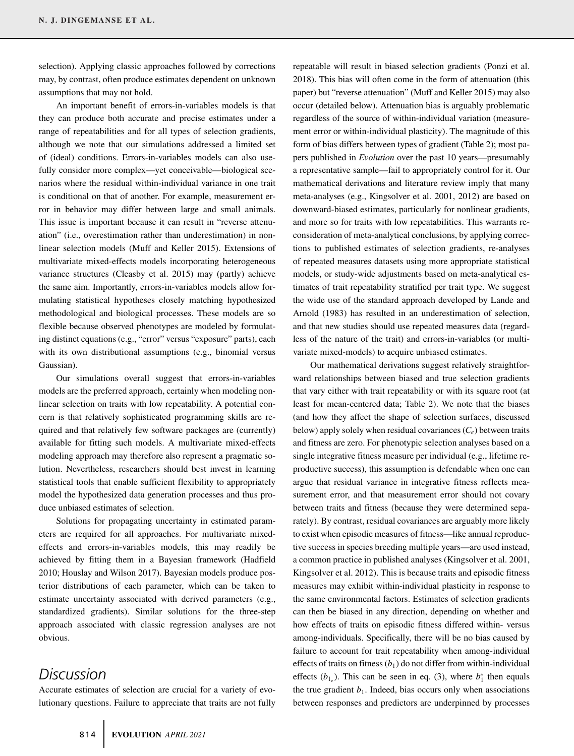selection). Applying classic approaches followed by corrections may, by contrast, often produce estimates dependent on unknown assumptions that may not hold.

An important benefit of errors-in-variables models is that they can produce both accurate and precise estimates under a range of repeatabilities and for all types of selection gradients, although we note that our simulations addressed a limited set of (ideal) conditions. Errors-in-variables models can also usefully consider more complex—yet conceivable—biological scenarios where the residual within-individual variance in one trait is conditional on that of another. For example, measurement error in behavior may differ between large and small animals. This issue is important because it can result in "reverse attenuation" (i.e., overestimation rather than underestimation) in nonlinear selection models (Muff and Keller 2015). Extensions of multivariate mixed-effects models incorporating heterogeneous variance structures (Cleasby et al. 2015) may (partly) achieve the same aim. Importantly, errors-in-variables models allow formulating statistical hypotheses closely matching hypothesized methodological and biological processes. These models are so flexible because observed phenotypes are modeled by formulating distinct equations (e.g., "error" versus "exposure" parts), each with its own distributional assumptions (e.g., binomial versus Gaussian).

Our simulations overall suggest that errors-in-variables models are the preferred approach, certainly when modeling nonlinear selection on traits with low repeatabilities. A potential concern is that relatively sophisticated programming skills are required and that relatively few software packages are (currently) available for fitting such models. A multivariate mixed-effects modeling approach may therefore also represent a pragmatic solution. Nevertheless, researchers should best invest in learning statistical tools that enable sufficient flexibility to appropriately model the hypothesized data generation processes and thus produce unbiased estimates of selection.

Solutions for propagating uncertainty in estimated parameters are required for all approaches. For multivariate mixed-effects and errors-in-variables models, this may readily be achieved by fitting them in a Bayesian framework (Hadfield 2010; Houslay and Wilson 2017). Bayesian models produce posterior distributions of each parameter, which can be taken to estimate uncertainty associated with derived parameters (e.g., standardized gradients). Similar solutions for the three-step approach associated with classic regression analyses are not obvious.

# Discussion

Accurate estimates of selection are crucial for a variety of evolutionary questions. Failure to appreciate that traits are not fully repeatable will result in biased selection gradients (Ponzi et al. 2018). This bias will often come in the form of attenuation (this paper) but "reverse attenuation" (Muff and Keller 2015) may also occur (detailed below). Attenuation bias is arguably problematic regardless of the source of within-individual variation (measurement error or within-individual plasticity). The magnitude of this form of bias differs between types of gradient (Table 2); most papers published in *Evolution* over the past 10 years—presumably a representative sample—fail to appropriately control for it. Our mathematical derivations and literature review imply that many meta-analyses (e.g., Kingsolver et al. 2001, 2012) are based on downward-biased estimates, particularly for nonlinear gradients, and more so for traits with low repeatabilities. This warrants reconsideration of meta-analytical conclusions, by applying corrections to published estimates of selection gradients, re-analyses of repeated measures datasets using more appropriate statistical models, or study-wide adjustments based on meta-analytical estimates of trait repeatability stratified per trait type. We suggest the wide use of the standard approach developed by Lande and Arnold (1983) has resulted in an underestimation of selection, and that new studies should use repeated measures data (regardless of the nature of the trait) and errors-in-variables (or multivariate mixed-models) to acquire unbiased estimates.

Our mathematical derivations suggest relatively straightforward relationships between biased and true selection gradients that vary either with trait repeatability or with its square root (at least for mean-centered data; Table 2). We note that the biases (and how they affect the shape of selection surfaces, discussed below) apply solely when residual covariances ($C_e$) between traits and fitness are zero. For phenotypic selection analyses based on a single integrative fitness measure per individual (e.g., lifetime reproductive success), this assumption is defendable when one can argue that residual variance in integrative fitness reflects measurement error, and that measurement error should not covary between traits and fitness (because they were determined separately). By contrast, residual covariances are arguably more likely to exist when episodic measures of fitness—like annual reproductive success in species breeding multiple years—are used instead, a common practice in published analyses (Kingsolver et al. 2001, Kingsolver et al. 2012). This is because traits and episodic fitness measures may exhibit within-individual plasticity in response to the same environmental factors. Estimates of selection gradients can then be biased in any direction, depending on whether and how effects of traits on episodic fitness differed within- versus among-individuals. Specifically, there will be no bias caused by failure to account for trait repeatability when among-individual effects of traits on fitness ($b_1$) do not differ from within-individual effects ($b_{1_e}$). This can be seen in eq. (3), where $b_1^*$ then equals the true gradient $b_1$. Indeed, bias occurs only when associations between responses and predictors are underpinned by processes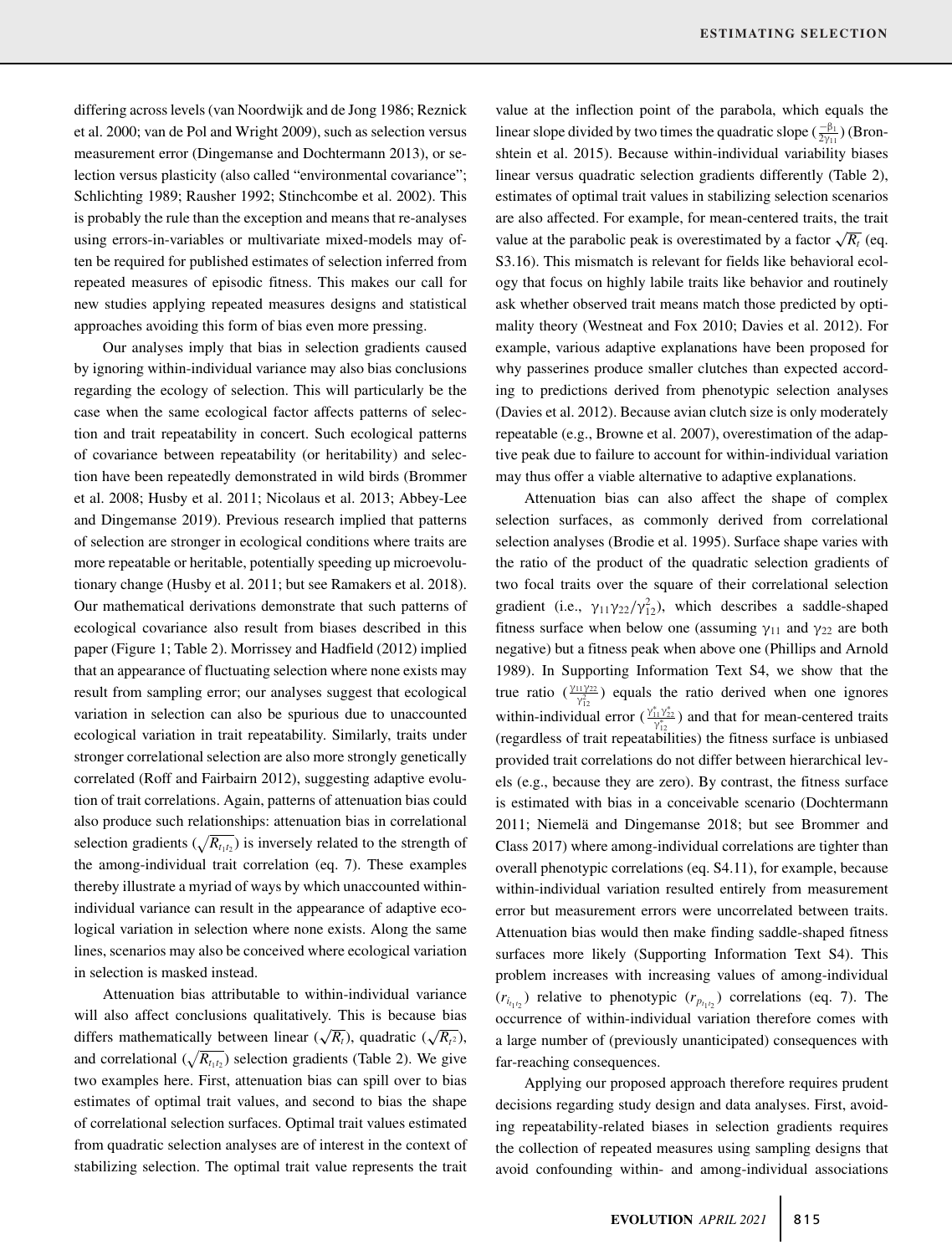differing across levels (van Noordwijk and de Jong 1986; Reznick et al. 2000; van de Pol and Wright 2009), such as selection versus measurement error (Dingemanse and Dochtermann 2013), or selection versus plasticity (also called "environmental covariance"; Schlichting 1989; Rausher 1992; Stinchcombe et al. 2002). This is probably the rule than the exception and means that re-analyses using errors-in-variables or multivariate mixed-models may often be required for published estimates of selection inferred from repeated measures of episodic fitness. This makes our call for new studies applying repeated measures designs and statistical approaches avoiding this form of bias even more pressing.

Our analyses imply that bias in selection gradients caused by ignoring within-individual variance may also bias conclusions regarding the ecology of selection. This will particularly be the case when the same ecological factor affects patterns of selection and trait repeatability in concert. Such ecological patterns of covariance between repeatability (or heritability) and selection have been repeatedly demonstrated in wild birds (Brommer et al. 2008; Husby et al. 2011; Nicolaus et al. 2013; Abbey-Lee and Dingemanse 2019). Previous research implied that patterns of selection are stronger in ecological conditions where traits are more repeatable or heritable, potentially speeding up microevolutionary change (Husby et al. 2011; but see Ramakers et al. 2018). Our mathematical derivations demonstrate that such patterns of ecological covariance also result from biases described in this paper (Figure 1; Table 2). Morrissey and Hadfield (2012) implied that an appearance of fluctuating selection where none exists may result from sampling error; our analyses suggest that ecological variation in selection can also be spurious due to unaccounted ecological variation in trait repeatability. Similarly, traits under stronger correlational selection are also more strongly genetically correlated (Roff and Fairbairn 2012), suggesting adaptive evolution of trait correlations. Again, patterns of attenuation bias could also produce such relationships: attenuation bias in correlational selection gradients ($\sqrt{R_{t_1t_2}}$) is inversely related to the strength of the among-individual trait correlation (eq. 7). These examples thereby illustrate a myriad of ways by which unaccounted within-individual variance can result in the appearance of adaptive ecological variation in selection where none exists. Along the same lines, scenarios may also be conceived where ecological variation in selection is masked instead.

Attenuation bias attributable to within-individual variance will also affect conclusions qualitatively. This is because bias differs mathematically between linear ($\sqrt{R_t}$), quadratic ($\sqrt{R_{t^2}}$), and correlational ($\sqrt{R_{t_1t_2}}$) selection gradients (Table 2). We give two examples here. First, attenuation bias can spill over to bias estimates of optimal trait values, and second to bias the shape of correlational selection surfaces. Optimal trait values estimated from quadratic selection analyses are of interest in the context of stabilizing selection. The optimal trait value represents the trait value at the inflection point of the parabola, which equals the linear slope divided by two times the quadratic slope ($\frac{-\beta_1}{2\gamma_{11}}$) (Bronshtein et al. 2015). Because within-individual variability biases linear versus quadratic selection gradients differently (Table 2), estimates of optimal trait values in stabilizing selection scenarios are also affected. For example, for mean-centered traits, the trait value at the parabolic peak is overestimated by a factor $\sqrt{R_t}$ (eq. S3.16). This mismatch is relevant for fields like behavioral ecology that focus on highly labile traits like behavior and routinely ask whether observed trait means match those predicted by optimality theory (Westneat and Fox 2010; Davies et al. 2012). For example, various adaptive explanations have been proposed for why passerines produce smaller clutches than expected according to predictions derived from phenotypic selection analyses (Davies et al. 2012). Because avian clutch size is only moderately repeatable (e.g., Browne et al. 2007), overestimation of the adaptive peak due to failure to account for within-individual variation may thus offer a viable alternative to adaptive explanations.

Attenuation bias can also affect the shape of complex selection surfaces, as commonly derived from correlational selection analyses (Brodie et al. 1995). Surface shape varies with the ratio of the product of the quadratic selection gradients of two focal traits over the square of their correlational selection gradient (i.e., $\gamma_{11}\gamma_{22}/\gamma_{12}^2$), which describes a saddle-shaped fitness surface when below one (assuming $\gamma_{11}$ and $\gamma_{22}$ are both negative) but a fitness peak when above one (Phillips and Arnold 1989). In Supporting Information Text S4, we show that the true ratio ($\frac{\gamma_{11}\gamma_{22}}{\gamma_{12}^2}$) equals the ratio derived when one ignores within-individual error ($\frac{\gamma_{11}^*\gamma_{22}^*}{\gamma_{12}^*}$) and that for mean-centered traits (regardless of trait repeatabilities) the fitness surface is unbiased provided trait correlations do not differ between hierarchical levels (e.g., because they are zero). By contrast, the fitness surface is estimated with bias in a conceivable scenario (Dochtermann 2011; Niemelä and Dingemanse 2018; but see Brommer and Class 2017) where among-individual correlations are tighter than overall phenotypic correlations (eq. S4.11), for example, because within-individual variation resulted entirely from measurement error but measurement errors were uncorrelated between traits. Attenuation bias would then make finding saddle-shaped fitness surfaces more likely (Supporting Information Text S4). This problem increases with increasing values of among-individual ($r_{i_{t_1t_2}}$) relative to phenotypic ($r_{p_{t_1t_2}}$) correlations (eq. 7). The occurrence of within-individual variation therefore comes with a large number of (previously unanticipated) consequences with far-reaching consequences.

Applying our proposed approach therefore requires prudent decisions regarding study design and data analyses. First, avoiding repeatability-related biases in selection gradients requires the collection of repeated measures using sampling designs that avoid confounding within- and among-individual associations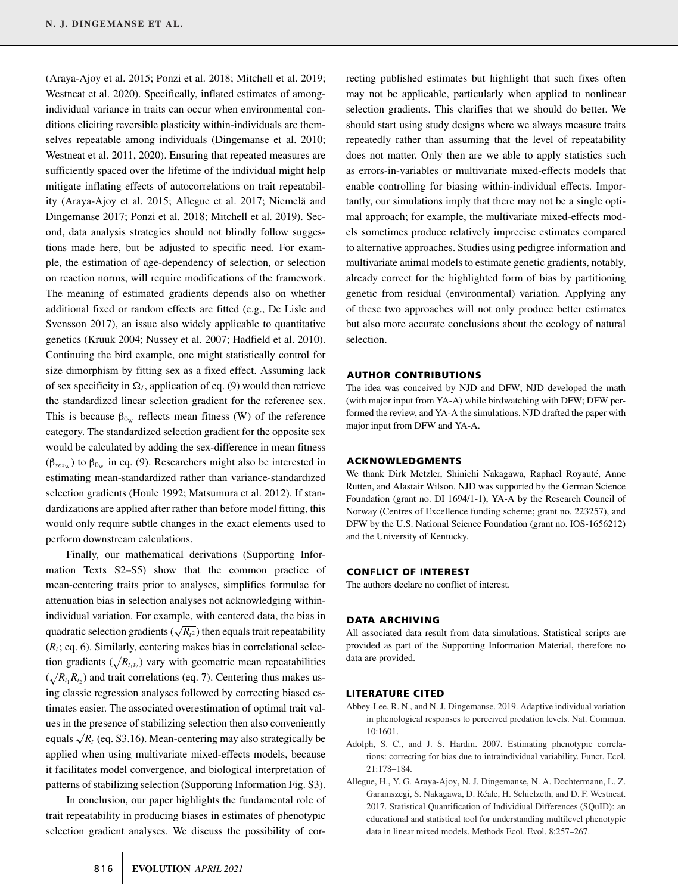(Araya-Ajoy et al. 2015; Ponzi et al. 2018; Mitchell et al. 2019; Westneat et al. 2020). Specifically, inflated estimates of among-individual variance in traits can occur when environmental conditions eliciting reversible plasticity within-individuals are themselves repeatable among individuals (Dingemanse et al. 2010; Westneat et al. 2011, 2020). Ensuring that repeated measures are sufficiently spaced over the lifetime of the individual might help mitigate inflating effects of autocorrelations on trait repeatability (Araya-Ajoy et al. 2015; Allegue et al. 2017; Niemelä and Dingemanse 2017; Ponzi et al. 2018; Mitchell et al. 2019). Second, data analysis strategies should not blindly follow suggestions made here, but be adjusted to specific need. For example, the estimation of age-dependency of selection, or selection on reaction norms, will require modifications of the framework. The meaning of estimated gradients depends also on whether additional fixed or random effects are fitted (e.g., De Lisle and Svensson 2017), an issue also widely applicable to quantitative genetics (Kruuk 2004; Nussey et al. 2007; Hadfield et al. 2010). Continuing the bird example, one might statistically control for size dimorphism by fitting sex as a fixed effect. Assuming lack of sex specificity in $\Omega_I$, application of eq. (9) would then retrieve the standardized linear selection gradient for the reference sex. This is because $\beta_{0_W}$ reflects mean fitness ($\bar{W}$) of the reference category. The standardized selection gradient for the opposite sex would be calculated by adding the sex-difference in mean fitness ($\beta_{sex_W}$) to $\beta_{0_W}$ in eq. (9). Researchers might also be interested in estimating mean-standardized rather than variance-standardized selection gradients (Houle 1992; Matsumura et al. 2012). If standardizations are applied after rather than before model fitting, this would only require subtle changes in the exact elements used to perform downstream calculations.

Finally, our mathematical derivations (Supporting Information Texts S2–S5) show that the common practice of mean-centering traits prior to analyses, simplifies formulae for attenuation bias in selection analyses not acknowledging within-individual variation. For example, with centered data, the bias in quadratic selection gradients ($\sqrt{R_{t^2}}$) then equals trait repeatability ($R_t$; eq. 6). Similarly, centering makes bias in correlational selection gradients ($\sqrt{R_{t_1t_2}}$) vary with geometric mean repeatabilities ($\sqrt{R_{t_1}R_{t_2}}$) and trait correlations (eq. 7). Centering thus makes using classic regression analyses followed by correcting biased estimates easier. The associated overestimation of optimal trait values in the presence of stabilizing selection then also conveniently equals $\sqrt{R_t}$ (eq. S3.16). Mean-centering may also strategically be applied when using multivariate mixed-effects models, because it facilitates model convergence, and biological interpretation of patterns of stabilizing selection (Supporting Information Fig. S3).

In conclusion, our paper highlights the fundamental role of trait repeatability in producing biases in estimates of phenotypic selection gradient analyses. We discuss the possibility of correcting published estimates but highlight that such fixes often may not be applicable, particularly when applied to nonlinear selection gradients. This clarifies that we should do better. We should start using study designs where we always measure traits repeatedly rather than assuming that the level of repeatability does not matter. Only then are we able to apply statistics such as errors-in-variables or multivariate mixed-effects models that enable controlling for biasing within-individual effects. Importantly, our simulations imply that there may not be a single optimal approach; for example, the multivariate mixed-effects models sometimes produce relatively imprecise estimates compared to alternative approaches. Studies using pedigree information and multivariate animal models to estimate genetic gradients, notably, already correct for the highlighted form of bias by partitioning genetic from residual (environmental) variation. Applying any of these two approaches will not only produce better estimates but also more accurate conclusions about the ecology of natural selection.

## AUTHOR CONTRIBUTIONS

The idea was conceived by NJD and DFW; NJD developed the math (with major input from YA-A) while birdwatching with DFW; DFW performed the review, and YA-A the simulations. NJD drafted the paper with major input from DFW and YA-A.

## ACKNOWLEDGMENTS

We thank Dirk Metzler, Shinichi Nakagawa, Raphael Royauté, Anne Rutten, and Alastair Wilson. NJD was supported by the German Science Foundation (grant no. DI 1694/1-1), YA-A by the Research Council of Norway (Centres of Excellence funding scheme; grant no. 223257), and DFW by the U.S. National Science Foundation (grant no. IOS-1656212) and the University of Kentucky.

## CONFLICT OF INTEREST

The authors declare no conflict of interest.

## DATA ARCHIVING

All associated data result from data simulations. Statistical scripts are provided as part of the Supporting Information Material, therefore no data are provided.

## LITERATURE CITED

Abbey-Lee, R. N., and N. J. Dingemanse. 2019. Adaptive individual variation in phenological responses to perceived predation levels. Nat. Commun. 10:1601.

Adolph, S. C., and J. S. Hardin. 2007. Estimating phenotypic correlations: correcting for bias due to intraindividual variability. Funct. Ecol. 21:178–184.

Allegue, H., Y. G. Araya-Ajoy, N. J. Dingemanse, N. A. Dochtermann, L. Z. Garamszegi, S. Nakagawa, D. Réale, H. Schielzeth, and D. F. Westneat. 2017. Statistical Quantification of Individiual Differences (SQuID): an educational and statistical tool for understanding multilevel phenotypic data in linear mixed models. Methods Ecol. Evol. 8:257–267.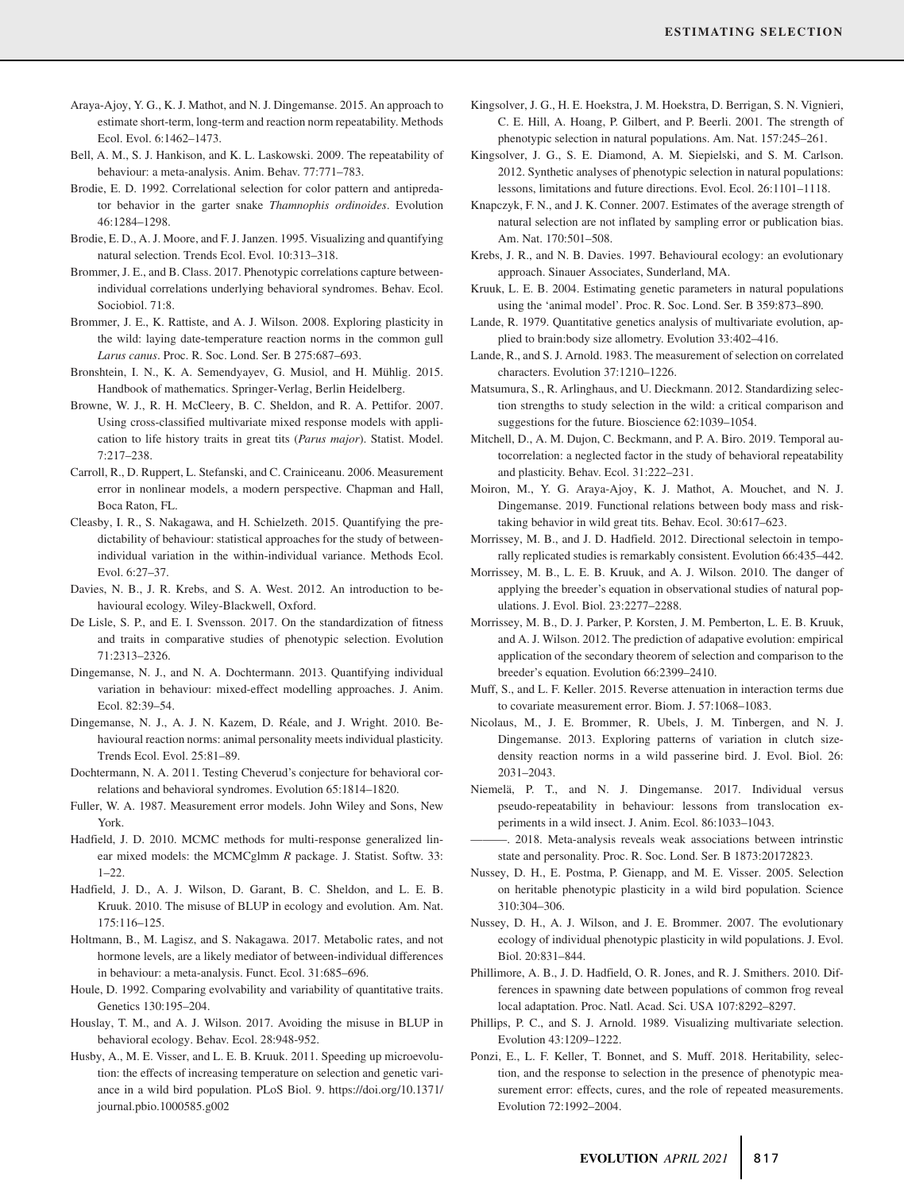Araya-Ajoy, Y. G., K. J. Mathot, and N. J. Dingemanse. 2015. An approach to estimate short-term, long-term and reaction norm repeatability. Methods Ecol. Evol. 6:1462–1473.

Bell, A. M., S. J. Hankison, and K. L. Laskowski. 2009. The repeatability of behaviour: a meta-analysis. Anim. Behav. 77:771–783.

Brodie, E. D. 1992. Correlational selection for color pattern and antipredator behavior in the garter snake *Thamnophis ordinoides*. Evolution 46:1284–1298.

Brodie, E. D., A. J. Moore, and F. J. Janzen. 1995. Visualizing and quantifying natural selection. Trends Ecol. Evol. 10:313–318.

Brommer, J. E., and B. Class. 2017. Phenotypic correlations capture between-individual correlations underlying behavioral syndromes. Behav. Ecol. Sociobiol. 71:8.

Brommer, J. E., K. Rattiste, and A. J. Wilson. 2008. Exploring plasticity in the wild: laying date-temperature reaction norms in the common gull *Larus canus*. Proc. R. Soc. Lond. Ser. B 275:687–693.

Bronshtein, I. N., K. A. Semendyayev, G. Musiol, and H. Mühlig. 2015. Handbook of mathematics. Springer-Verlag, Berlin Heidelberg.

Browne, W. J., R. H. McCleery, B. C. Sheldon, and R. A. Pettifor. 2007. Using cross-classified multivariate mixed response models with application to life history traits in great tits (*Parus major*). Statist. Model. 7:217–238.

Carroll, R., D. Ruppert, L. Stefanski, and C. Crainiceanu. 2006. Measurement error in nonlinear models, a modern perspective. Chapman and Hall, Boca Raton, FL.

Cleasby, I. R., S. Nakagawa, and H. Schielzeth. 2015. Quantifying the predictability of behaviour: statistical approaches for the study of between-individual variation in the within-individual variance. Methods Ecol. Evol. 6:27–37.

Davies, N. B., J. R. Krebs, and S. A. West. 2012. An introduction to behavioural ecology. Wiley-Blackwell, Oxford.

De Lisle, S. P., and E. I. Svensson. 2017. On the standardization of fitness and traits in comparative studies of phenotypic selection. Evolution 71:2313–2326.

Dingemanse, N. J., and N. A. Dochtermann. 2013. Quantifying individual variation in behaviour: mixed-effect modelling approaches. J. Anim. Ecol. 82:39–54.

Dingemanse, N. J., A. J. N. Kazem, D. Réale, and J. Wright. 2010. Behavioural reaction norms: animal personality meets individual plasticity. Trends Ecol. Evol. 25:81–89.

Dochtermann, N. A. 2011. Testing Cheverud's conjecture for behavioral correlations and behavioral syndromes. Evolution 65:1814–1820.

Fuller, W. A. 1987. Measurement error models. John Wiley and Sons, New York.

Hadfield, J. D. 2010. MCMC methods for multi-response generalized linear mixed models: the MCMCglmm *R* package. J. Statist. Softw. 33: 1–22.

Hadfield, J. D., A. J. Wilson, D. Garant, B. C. Sheldon, and L. E. B. Kruuk. 2010. The misuse of BLUP in ecology and evolution. Am. Nat. 175:116–125.

Holtmann, B., M. Lagisz, and S. Nakagawa. 2017. Metabolic rates, and not hormone levels, are a likely mediator of between-individual differences in behaviour: a meta-analysis. Funct. Ecol. 31:685–696.

Houle, D. 1992. Comparing evolvability and variability of quantitative traits. Genetics 130:195–204.

Houslay, T. M., and A. J. Wilson. 2017. Avoiding the misuse in BLUP in behavioral ecology. Behav. Ecol. 28:948-952.

Husby, A., M. E. Visser, and L. E. B. Kruuk. 2011. Speeding up microevolution: the effects of increasing temperature on selection and genetic variance in a wild bird population. PLoS Biol. 9. https://doi.org/10.1371/journal.pbio.1000585.g002

Kingsolver, J. G., H. E. Hoekstra, J. M. Hoekstra, D. Berrigan, S. N. Vignieri, C. E. Hill, A. Hoang, P. Gilbert, and P. Beerli. 2001. The strength of phenotypic selection in natural populations. Am. Nat. 157:245–261.

Kingsolver, J. G., S. E. Diamond, A. M. Siepielski, and S. M. Carlson. 2012. Synthetic analyses of phenotypic selection in natural populations: lessons, limitations and future directions. Evol. Ecol. 26:1101–1118.

Knapczyk, F. N., and J. K. Conner. 2007. Estimates of the average strength of natural selection are not inflated by sampling error or publication bias. Am. Nat. 170:501–508.

Krebs, J. R., and N. B. Davies. 1997. Behavioural ecology: an evolutionary approach. Sinauer Associates, Sunderland, MA.

Kruuk, L. E. B. 2004. Estimating genetic parameters in natural populations using the 'animal model'. Proc. R. Soc. Lond. Ser. B 359:873–890.

Lande, R. 1979. Quantitative genetics analysis of multivariate evolution, applied to brain:body size allometry. Evolution 33:402–416.

Lande, R., and S. J. Arnold. 1983. The measurement of selection on correlated characters. Evolution 37:1210–1226.

Matsumura, S., R. Arlinghaus, and U. Dieckmann. 2012. Standardizing selection strengths to study selection in the wild: a critical comparison and suggestions for the future. Bioscience 62:1039–1054.

Mitchell, D., A. M. Dujon, C. Beckmann, and P. A. Biro. 2019. Temporal autocorrelation: a neglected factor in the study of behavioral repeatability and plasticity. Behav. Ecol. 31:222–231.

Moiron, M., Y. G. Araya-Ajoy, K. J. Mathot, A. Mouchet, and N. J. Dingemanse. 2019. Functional relations between body mass and risk-taking behavior in wild great tits. Behav. Ecol. 30:617–623.

Morrissey, M. B., and J. D. Hadfield. 2012. Directional selectoin in temporally replicated studies is remarkably consistent. Evolution 66:435–442.

Morrissey, M. B., L. E. B. Kruuk, and A. J. Wilson. 2010. The danger of applying the breeder's equation in observational studies of natural populations. J. Evol. Biol. 23:2277–2288.

Morrissey, M. B., D. J. Parker, P. Korsten, J. M. Pemberton, L. E. B. Kruuk, and A. J. Wilson. 2012. The prediction of adapative evolution: empirical application of the secondary theorem of selection and comparison to the breeder's equation. Evolution 66:2399–2410.

Muff, S., and L. F. Keller. 2015. Reverse attenuation in interaction terms due to covariate measurement error. Biom. J. 57:1068–1083.

Nicolaus, M., J. E. Brommer, R. Ubels, J. M. Tinbergen, and N. J. Dingemanse. 2013. Exploring patterns of variation in clutch size-density reaction norms in a wild passerine bird. J. Evol. Biol. 26: 2031–2043.

Niemelä, P. T., and N. J. Dingemanse. 2017. Individual versus pseudo-repeatability in behaviour: lessons from translocation experiments in a wild insect. J. Anim. Ecol. 86:1033–1043.

———. 2018. Meta-analysis reveals weak associations between intrinstic state and personality. Proc. R. Soc. Lond. Ser. B 1873:20172823.

Nussey, D. H., E. Postma, P. Gienapp, and M. E. Visser. 2005. Selection on heritable phenotypic plasticity in a wild bird population. Science 310:304–306.

Nussey, D. H., A. J. Wilson, and J. E. Brommer. 2007. The evolutionary ecology of individual phenotypic plasticity in wild populations. J. Evol. Biol. 20:831–844.

Phillimore, A. B., J. D. Hadfield, O. R. Jones, and R. J. Smithers. 2010. Differences in spawning date between populations of common frog reveal local adaptation. Proc. Natl. Acad. Sci. USA 107:8292–8297.

Phillips, P. C., and S. J. Arnold. 1989. Visualizing multivariate selection. Evolution 43:1209–1222.

Ponzi, E., L. F. Keller, T. Bonnet, and S. Muff. 2018. Heritability, selection, and the response to selection in the presence of phenotypic measurement error: effects, cures, and the role of repeated measurements. Evolution 72:1992–2004.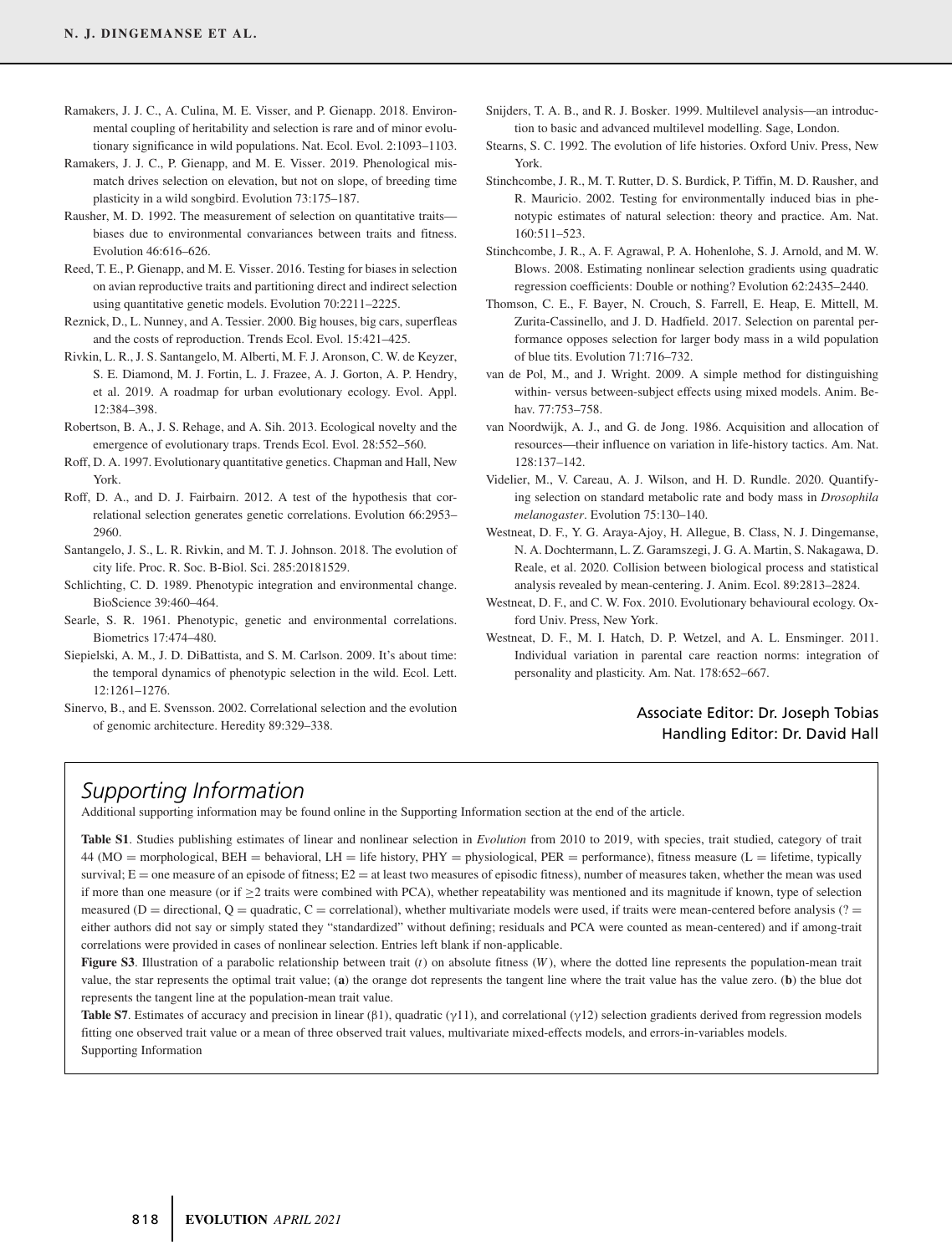Ramakers, J. J. C., A. Culina, M. E. Visser, and P. Gienapp. 2018. Environmental coupling of heritability and selection is rare and of minor evolutionary significance in wild populations. Nat. Ecol. Evol. 2:1093–1103.

Ramakers, J. J. C., P. Gienapp, and M. E. Visser. 2019. Phenological mismatch drives selection on elevation, but not on slope, of breeding time plasticity in a wild songbird. Evolution 73:175–187.

Rausher, M. D. 1992. The measurement of selection on quantitative traits—biases due to environmental convariances between traits and fitness. Evolution 46:616–626.

Reed, T. E., P. Gienapp, and M. E. Visser. 2016. Testing for biases in selection on avian reproductive traits and partitioning direct and indirect selection using quantitative genetic models. Evolution 70:2211–2225.

Reznick, D., L. Nunney, and A. Tessier. 2000. Big houses, big cars, superfleas and the costs of reproduction. Trends Ecol. Evol. 15:421–425.

Rivkin, L. R., J. S. Santangelo, M. Alberti, M. F. J. Aronson, C. W. de Keyzer, S. E. Diamond, M. J. Fortin, L. J. Frazee, A. J. Gorton, A. P. Hendry, et al. 2019. A roadmap for urban evolutionary ecology. Evol. Appl. 12:384–398.

Robertson, B. A., J. S. Rehage, and A. Sih. 2013. Ecological novelty and the emergence of evolutionary traps. Trends Ecol. Evol. 28:552–560.

Roff, D. A. 1997. Evolutionary quantitative genetics. Chapman and Hall, New York.

Roff, D. A., and D. J. Fairbairn. 2012. A test of the hypothesis that correlational selection generates genetic correlations. Evolution 66:2953–2960.

Santangelo, J. S., L. R. Rivkin, and M. T. J. Johnson. 2018. The evolution of city life. Proc. R. Soc. B-Biol. Sci. 285:20181529.

Schlichting, C. D. 1989. Phenotypic integration and environmental change. BioScience 39:460–464.

Searle, S. R. 1961. Phenotypic, genetic and environmental correlations. Biometrics 17:474–480.

Siepielski, A. M., J. D. DiBattista, and S. M. Carlson. 2009. It's about time: the temporal dynamics of phenotypic selection in the wild. Ecol. Lett. 12:1261–1276.

Sinervo, B., and E. Svensson. 2002. Correlational selection and the evolution of genomic architecture. Heredity 89:329–338.

Snijders, T. A. B., and R. J. Bosker. 1999. Multilevel analysis—an introduction to basic and advanced multilevel modelling. Sage, London.

Stearns, S. C. 1992. The evolution of life histories. Oxford Univ. Press, New York.

Stinchcombe, J. R., M. T. Rutter, D. S. Burdick, P. Tiffin, M. D. Rausher, and R. Mauricio. 2002. Testing for environmentally induced bias in phenotypic estimates of natural selection: theory and practice. Am. Nat. 160:511–523.

Stinchcombe, J. R., A. F. Agrawal, P. A. Hohenlohe, S. J. Arnold, and M. W. Blows. 2008. Estimating nonlinear selection gradients using quadratic regression coefficients: Double or nothing? Evolution 62:2435–2440.

Thomson, C. E., F. Bayer, N. Crouch, S. Farrell, E. Heap, E. Mittell, M. Zurita-Cassinello, and J. D. Hadfield. 2017. Selection on parental performance opposes selection for larger body mass in a wild population of blue tits. Evolution 71:716–732.

van de Pol, M., and J. Wright. 2009. A simple method for distinguishing within- versus between-subject effects using mixed models. Anim. Behav. 77:753–758.

van Noordwijk, A. J., and G. de Jong. 1986. Acquisition and allocation of resources—their influence on variation in life-history tactics. Am. Nat. 128:137–142.

Videlier, M., V. Careau, A. J. Wilson, and H. D. Rundle. 2020. Quantifying selection on standard metabolic rate and body mass in *Drosophila melanogaster*. Evolution 75:130–140.

Westneat, D. F., Y. G. Araya-Ajoy, H. Allegue, B. Class, N. J. Dingemanse, N. A. Dochtermann, L. Z. Garamszegi, J. G. A. Martin, S. Nakagawa, D. Reale, et al. 2020. Collision between biological process and statistical analysis revealed by mean-centering. J. Anim. Ecol. 89:2813–2824.

Westneat, D. F., and C. W. Fox. 2010. Evolutionary behavioural ecology. Oxford Univ. Press, New York.

Westneat, D. F., M. I. Hatch, D. P. Wetzel, and A. L. Ensminger. 2011. Individual variation in parental care reaction norms: integration of personality and plasticity. Am. Nat. 178:652–667.

Associate Editor: Dr. Joseph Tobias
Handling Editor: Dr. David Hall

## *Supporting Information*

Additional supporting information may be found online in the Supporting Information section at the end of the article.

**Table S1**. Studies publishing estimates of linear and nonlinear selection in *Evolution* from 2010 to 2019, with species, trait studied, category of trait 44 (MO = morphological, BEH = behavioral, LH = life history, PHY = physiological, PER = performance), fitness measure (L = lifetime, typically survival; E = one measure of an episode of fitness; E2 = at least two measures of episodic fitness), number of measures taken, whether the mean was used if more than one measure (or if ≥2 traits were combined with PCA), whether repeatability was mentioned and its magnitude if known, type of selection measured (D = directional, Q = quadratic, C = correlational), whether multivariate models were used, if traits were mean-centered before analysis (? = either authors did not say or simply stated they "standardized" without defining; residuals and PCA were counted as mean-centered) and if among-trait correlations were provided in cases of nonlinear selection. Entries left blank if non-applicable.

**Figure S3**. Illustration of a parabolic relationship between trait ($t$) on absolute fitness ($W$), where the dotted line represents the population-mean trait value, the star represents the optimal trait value; (**a**) the orange dot represents the tangent line where the trait value has the value zero. (**b**) the blue dot represents the tangent line at the population-mean trait value.

**Table S7**. Estimates of accuracy and precision in linear ($\beta1$), quadratic ($\gamma11$), and correlational ($\gamma12$) selection gradients derived from regression models fitting one observed trait value or a mean of three observed trait values, multivariate mixed-effects models, and errors-in-variables models.
Supporting Information